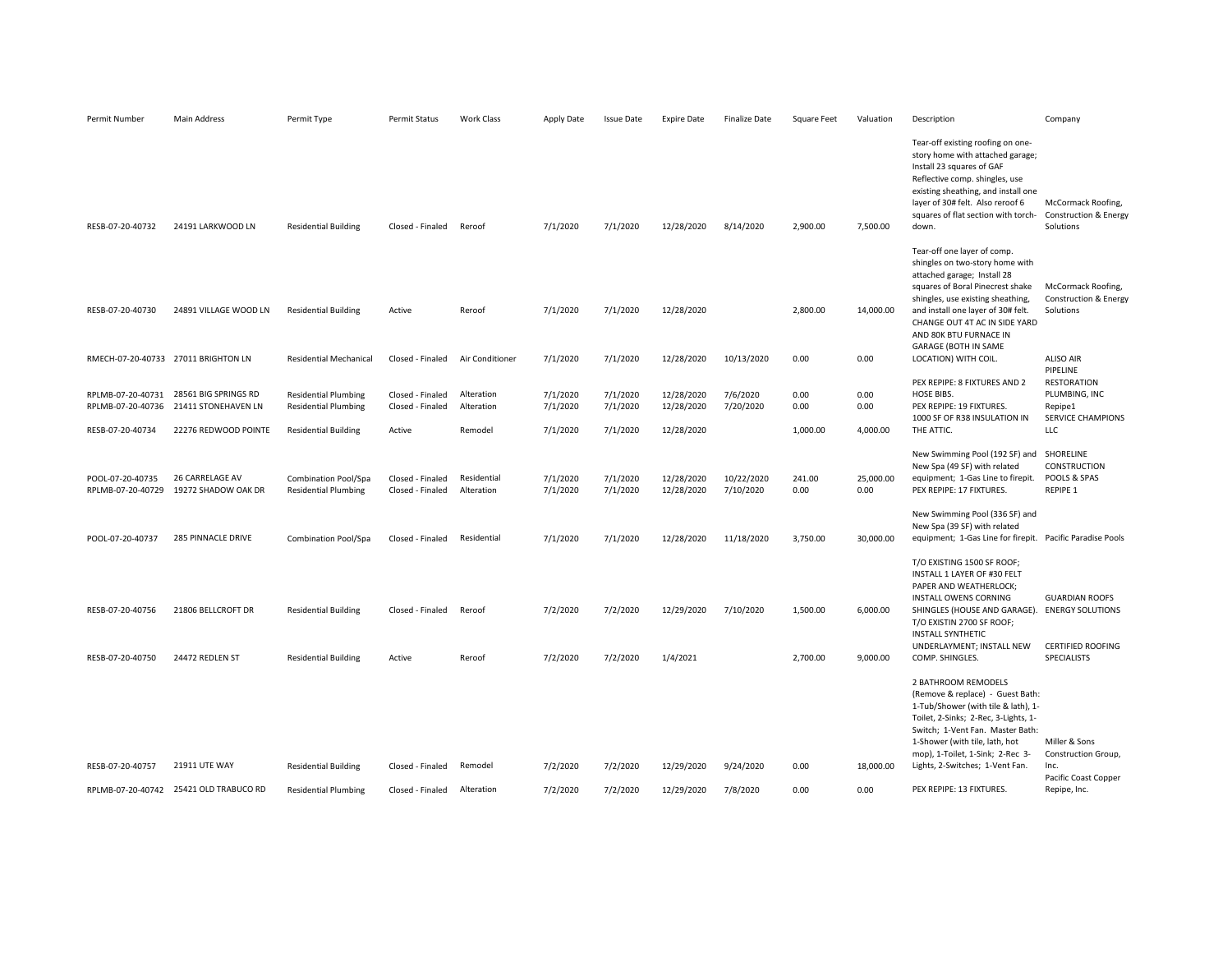| Permit Number | Main Address | Permit Type | Permit Status | Work Class | Apply Date | Issue Date | Expire Date | Finalize Date | Square Feet | Valuation | Description | Company |
|---|---|---|---|---|---|---|---|---|---|---|---|---|
| RESB-07-20-40732 | 24191 LARKWOOD LN | Residential Building | Closed - Finaled | Reroof | 7/1/2020 | 7/1/2020 | 12/28/2020 | 8/14/2020 | 2,900.00 | 7,500.00 | Tear-off existing roofing on one-story home with attached garage; Install 23 squares of GAF Reflective comp. shingles, use existing sheathing, and install one layer of 30# felt. Also reroof 6 squares of flat section with torch-down. | McCormack Roofing, Construction & Energy Solutions |
| RESB-07-20-40730 | 24891 VILLAGE WOOD LN | Residential Building | Active | Reroof | 7/1/2020 | 7/1/2020 | 12/28/2020 | | 2,800.00 | 14,000.00 | Tear-off one layer of comp. shingles on two-story home with attached garage; Install 28 squares of Boral Pinecrest shake shingles, use existing sheathing, and install one layer of 30# felt. | McCormack Roofing, Construction & Energy Solutions |
| RMECH-07-20-40733 | 27011 BRIGHTON LN | Residential Mechanical | Closed - Finaled | Air Conditioner | 7/1/2020 | 7/1/2020 | 12/28/2020 | 10/13/2020 | 0.00 | 0.00 | CHANGE OUT 4T AC IN SIDE YARD AND 80K BTU FURNACE IN GARAGE (BOTH IN SAME LOCATION) WITH COIL. | ALISO AIR |
| RPLMB-07-20-40731 | 28561 BIG SPRINGS RD | Residential Plumbing | Closed - Finaled | Alteration | 7/1/2020 | 7/1/2020 | 12/28/2020 | 7/6/2020 | 0.00 | 0.00 | PEX REPIPE: 8 FIXTURES AND 2 HOSE BIBS. | PIPELINE RESTORATION PLUMBING, INC |
| RPLMB-07-20-40736 | 21411 STONEHAVEN LN | Residential Plumbing | Closed - Finaled | Alteration | 7/1/2020 | 7/1/2020 | 12/28/2020 | 7/20/2020 | 0.00 | 0.00 | PEX REPIPE: 19 FIXTURES. | Repipe1 |
| RESB-07-20-40734 | 22276 REDWOOD POINTE | Residential Building | Active | Remodel | 7/1/2020 | 7/1/2020 | 12/28/2020 | | 1,000.00 | 4,000.00 | 1000 SF OF R38 INSULATION IN THE ATTIC. | SERVICE CHAMPIONS LLC |
| POOL-07-20-40735 | 26 CARRELAGE AV | Combination Pool/Spa | Closed - Finaled | Residential | 7/1/2020 | 7/1/2020 | 12/28/2020 | 10/22/2020 | 241.00 | 25,000.00 | New Swimming Pool (192 SF) and New Spa (49 SF) with related equipment; 1-Gas Line to firepit. | SHORELINE CONSTRUCTION POOLS & SPAS |
| RPLMB-07-20-40729 | 19272 SHADOW OAK DR | Residential Plumbing | Closed - Finaled | Alteration | 7/1/2020 | 7/1/2020 | 12/28/2020 | 7/10/2020 | 0.00 | 0.00 | PEX REPIPE: 17 FIXTURES. | REPIPE 1 |
| POOL-07-20-40737 | 285 PINNACLE DRIVE | Combination Pool/Spa | Closed - Finaled | Residential | 7/1/2020 | 7/1/2020 | 12/28/2020 | 11/18/2020 | 3,750.00 | 30,000.00 | New Swimming Pool (336 SF) and New Spa (39 SF) with related equipment; 1-Gas Line for firepit. | Pacific Paradise Pools |
| RESB-07-20-40756 | 21806 BELLCROFT DR | Residential Building | Closed - Finaled | Reroof | 7/2/2020 | 7/2/2020 | 12/29/2020 | 7/10/2020 | 1,500.00 | 6,000.00 | T/O EXISTING 1500 SF ROOF; INSTALL 1 LAYER OF #30 FELT PAPER AND WEATHERLOCK; INSTALL OWENS CORNING SHINGLES (HOUSE AND GARAGE). | GUARDIAN ROOFS ENERGY SOLUTIONS |
| RESB-07-20-40750 | 24472 REDLEN ST | Residential Building | Active | Reroof | 7/2/2020 | 7/2/2020 | 1/4/2021 | | 2,700.00 | 9,000.00 | T/O EXISTIN 2700 SF ROOF; INSTALL SYNTHETIC UNDERLAYMENT; INSTALL NEW COMP. SHINGLES. | CERTIFIED ROOFING SPECIALISTS |
| RESB-07-20-40757 | 21911 UTE WAY | Residential Building | Closed - Finaled | Remodel | 7/2/2020 | 7/2/2020 | 12/29/2020 | 9/24/2020 | 0.00 | 18,000.00 | 2 BATHROOM REMODELS (Remove & replace) - Guest Bath: 1-Tub/Shower (with tile & lath), 1-Toilet, 2-Sinks; 2-Rec, 3-Lights, 1-Switch; 1-Vent Fan. Master Bath: 1-Shower (with tile, lath, hot mop), 1-Toilet, 1-Sink; 2-Rec 3-Lights, 2-Switches; 1-Vent Fan. | Miller & Sons Construction Group, Inc. |
| RPLMB-07-20-40742 | 25421 OLD TRABUCO RD | Residential Plumbing | Closed - Finaled | Alteration | 7/2/2020 | 7/2/2020 | 12/29/2020 | 7/8/2020 | 0.00 | 0.00 | PEX REPIPE: 13 FIXTURES. | Pacific Coast Copper Repipe, Inc. |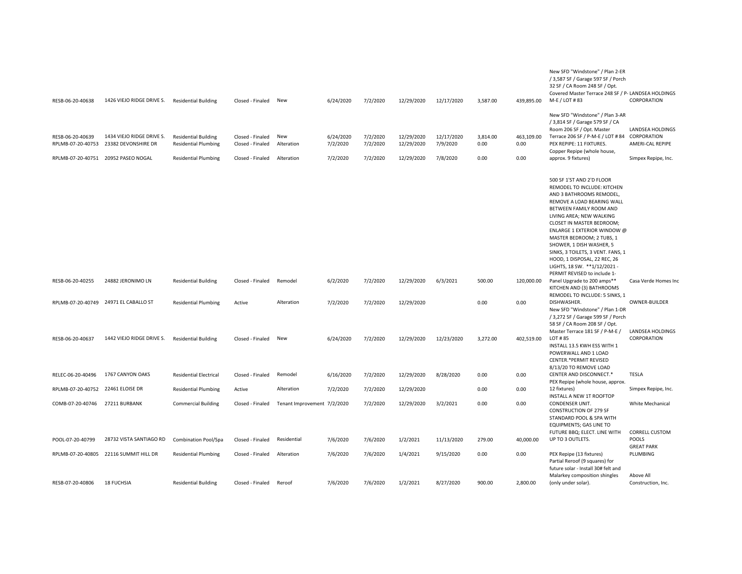| RESB-06-20-40638 | 1426 VIEJO RIDGE DRIVE S. | Residential Building | Closed - Finaled | New | 6/24/2020 | 7/2/2020 | 12/29/2020 | 12/17/2020 | 3,587.00 | 439,895.00 | New SFD "Windstone" / Plan 2-ER / 3,587 SF / Garage 597 SF / Porch 32 SF / CA Room 248 SF / Opt. Covered Master Terrace 248 SF / P-M-E / LOT # 83 | LANDSEA HOLDINGS CORPORATION |
|---|---|---|---|---|---|---|---|---|---|---|---|---|
| RESB-06-20-40639 | 1434 VIEJO RIDGE DRIVE S. | Residential Building | Closed - Finaled | New | 6/24/2020 | 7/2/2020 | 12/29/2020 | 12/17/2020 | 3,814.00 | 463,109.00 | New SFD "Windstone" / Plan 3-AR / 3,814 SF / Garage 579 SF / CA Room 206 SF / Opt. Master Terrace 206 SF / P-M-E / LOT # 84 | LANDSEA HOLDINGS CORPORATION |
| RPLMB-07-20-40753 | 23382 DEVONSHIRE DR | Residential Plumbing | Closed - Finaled | Alteration | 7/2/2020 | 7/2/2020 | 12/29/2020 | 7/9/2020 | 0.00 | 0.00 | PEX REPIPE: 11 FIXTURES. | AMERI-CAL REPIPE |
| RPLMB-07-20-40751 | 20952 PASEO NOGAL | Residential Plumbing | Closed - Finaled | Alteration | 7/2/2020 | 7/2/2020 | 12/29/2020 | 7/8/2020 | 0.00 | 0.00 | Copper Repipe (whole house, approx. 9 fixtures) | Simpex Repipe, Inc. |
| RESB-06-20-40255 | 24882 JERONIMO LN | Residential Building | Closed - Finaled | Remodel | 6/2/2020 | 7/2/2020 | 12/29/2020 | 6/3/2021 | 500.00 | 120,000.00 | 500 SF 1'ST AND 2'D FLOOR REMODEL TO INCLUDE: KITCHEN AND 3 BATHROOMS REMODEL, REMOVE A LOAD BEARING WALL BETWEEN FAMILY ROOM AND LIVING AREA; NEW WALKING CLOSET IN MASTER BEDROOM; ENLARGE 1 EXTERIOR WINDOW @ MASTER BEDROOM; 2 TUBS, 1 SHOWER, 1 DISH WASHER, 5 SINKS, 3 TOILETS, 3 VENT. FANS, 1 HOOD, 1 DISPOSAL, 22 REC, 26 LIGHTS, 18 SW. **1/12/2021 - PERMIT REVISED to include 1-Panel Upgrade to 200 amps** | Casa Verde Homes Inc |
| RPLMB-07-20-40749 | 24971 EL CABALLO ST | Residential Plumbing | Active | Alteration | 7/2/2020 | 7/2/2020 | 12/29/2020 | | 0.00 | 0.00 | KITCHEN AND (3) BATHROOMS REMODEL TO INCLUDE: 5 SINKS, 1 DISHWASHER. | OWNER-BUILDER |
| RESB-06-20-40637 | 1442 VIEJO RIDGE DRIVE S. | Residential Building | Closed - Finaled | New | 6/24/2020 | 7/2/2020 | 12/29/2020 | 12/23/2020 | 3,272.00 | 402,519.00 | New SFD "Windstone" / Plan 1-DR / 3,272 SF / Garage 599 SF / Porch 58 SF / CA Room 208 SF / Opt. Master Terrace 181 SF / P-M-E / LOT # 85 | LANDSEA HOLDINGS CORPORATION |
| RELEC-06-20-40496 | 1767 CANYON OAKS | Residential Electrical | Closed - Finaled | Remodel | 6/16/2020 | 7/2/2020 | 12/29/2020 | 8/28/2020 | 0.00 | 0.00 | INSTALL 13.5 KWH ESS WITH 1 POWERWALL AND 1 LOAD CENTER.*PERMIT REVISED 8/13/20 TO REMOVE LOAD CENTER AND DISCONNECT.* | TESLA |
| RPLMB-07-20-40752 | 22461 ELOISE DR | Residential Plumbing | Active | Alteration | 7/2/2020 | 7/2/2020 | 12/29/2020 | | 0.00 | 0.00 | PEX Repipe (whole house, approx. 12 fixtures) | Simpex Repipe, Inc. |
| COMB-07-20-40746 | 27211 BURBANK | Commercial Building | Closed - Finaled | Tenant Improvement | 7/2/2020 | 7/2/2020 | 12/29/2020 | 3/2/2021 | 0.00 | 0.00 | INSTALL A NEW 1T ROOFTOP CONDENSER UNIT. | White Mechanical |
| POOL-07-20-40799 | 28732 VISTA SANTIAGO RD | Combination Pool/Spa | Closed - Finaled | Residential | 7/6/2020 | 7/6/2020 | 1/2/2021 | 11/13/2020 | 279.00 | 40,000.00 | CONSTRUCTION OF 279 SF STANDARD POOL & SPA WITH EQUIPMENTS; GAS LINE TO FUTURE BBQ; ELECT. LINE WITH UP TO 3 OUTLETS. | CORRELL CUSTOM POOLS |
| RPLMB-07-20-40805 | 22116 SUMMIT HILL DR | Residential Plumbing | Closed - Finaled | Alteration | 7/6/2020 | 7/6/2020 | 1/4/2021 | 9/15/2020 | 0.00 | 0.00 | PEX Repipe (13 fixtures) | GREAT PARK PLUMBING |
| RESB-07-20-40806 | 18 FUCHSIA | Residential Building | Closed - Finaled | Reroof | 7/6/2020 | 7/6/2020 | 1/2/2021 | 8/27/2020 | 900.00 | 2,800.00 | Partial Reroof (9 squares) for future solar - Install 30# felt and Malarkey composition shingles (only under solar). | Above All Construction, Inc. |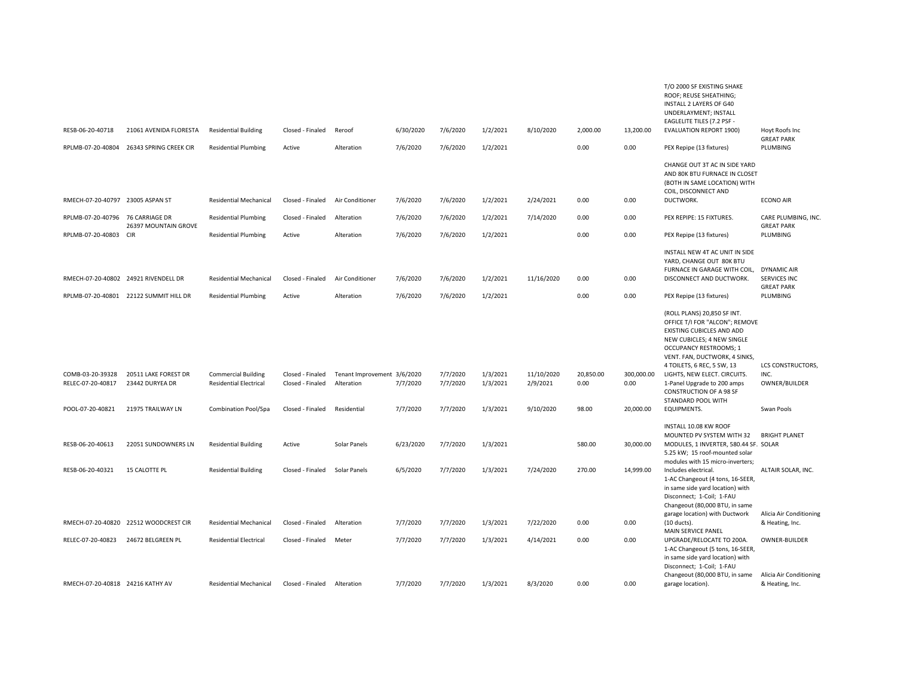| | | | | | | | | | | | | |
|---|---|---|---|---|---|---|---|---|---|---|---|---|
| RESB-06-20-40718 | 21061 AVENIDA FLORESTA | Residential Building | Closed - Finaled | Reroof | 6/30/2020 | 7/6/2020 | 1/2/2021 | 8/10/2020 | 2,000.00 | 13,200.00 | T/O 2000 SF EXISTING SHAKE ROOF; REUSE SHEATHING; INSTALL 2 LAYERS OF G40 UNDERLAYMENT; INSTALL EAGLELITE TILES (7.2 PSF - EVALUATION REPORT 1900) | Hoyt Roofs Inc |
| RPLMB-07-20-40804 | 26343 SPRING CREEK CIR | Residential Plumbing | Active | Alteration | 7/6/2020 | 7/6/2020 | 1/2/2021 | | 0.00 | 0.00 | PEX Repipe (13 fixtures) | GREAT PARK PLUMBING |
| RMECH-07-20-40797 | 23005 ASPAN ST | Residential Mechanical | Closed - Finaled | Air Conditioner | 7/6/2020 | 7/6/2020 | 1/2/2021 | 2/24/2021 | 0.00 | 0.00 | CHANGE OUT 3T AC IN SIDE YARD AND 80K BTU FURNACE IN CLOSET (BOTH IN SAME LOCATION) WITH COIL, DISCONNECT AND DUCTWORK. | ECONO AIR |
| RPLMB-07-20-40796 | 76 CARRIAGE DR | Residential Plumbing | Closed - Finaled | Alteration | 7/6/2020 | 7/6/2020 | 1/2/2021 | 7/14/2020 | 0.00 | 0.00 | PEX REPIPE: 15 FIXTURES. | CARE PLUMBING, INC. |
| RPLMB-07-20-40803 | 26397 MOUNTAIN GROVE CIR | Residential Plumbing | Active | Alteration | 7/6/2020 | 7/6/2020 | 1/2/2021 | | 0.00 | 0.00 | PEX Repipe (13 fixtures) | GREAT PARK PLUMBING |
| RMECH-07-20-40802 | 24921 RIVENDELL DR | Residential Mechanical | Closed - Finaled | Air Conditioner | 7/6/2020 | 7/6/2020 | 1/2/2021 | 11/16/2020 | 0.00 | 0.00 | INSTALL NEW 4T AC UNIT IN SIDE YARD, CHANGE OUT 80K BTU FURNACE IN GARAGE WITH COIL, DISCONNECT AND DUCTWORK. | DYNAMIC AIR SERVICES INC |
| RPLMB-07-20-40801 | 22122 SUMMIT HILL DR | Residential Plumbing | Active | Alteration | 7/6/2020 | 7/6/2020 | 1/2/2021 | | 0.00 | 0.00 | PEX Repipe (13 fixtures) | GREAT PARK PLUMBING |
| COMB-03-20-39328 | 20511 LAKE FOREST DR | Commercial Building | Closed - Finaled | Tenant Improvement | 3/6/2020 | 7/7/2020 | 1/3/2021 | 11/10/2020 | 20,850.00 | 300,000.00 | (ROLL PLANS) 20,850 SF INT. OFFICE T/I FOR "ALCON"; REMOVE EXISTING CUBICLES AND ADD NEW CUBICLES; 4 NEW SINGLE OCCUPANCY RESTROOMS; 1 VENT. FAN, DUCTWORK, 4 SINKS, 4 TOILETS, 6 REC, 5 SW, 13 LIGHTS, NEW ELECT. CIRCUITS. | LCS CONSTRUCTORS, INC. |
| RELEC-07-20-40817 | 23442 DURYEA DR | Residential Electrical | Closed - Finaled | Alteration | 7/7/2020 | 7/7/2020 | 1/3/2021 | 2/9/2021 | 0.00 | 0.00 | 1-Panel Upgrade to 200 amps | OWNER/BUILDER |
| POOL-07-20-40821 | 21975 TRAILWAY LN | Combination Pool/Spa | Closed - Finaled | Residential | 7/7/2020 | 7/7/2020 | 1/3/2021 | 9/10/2020 | 98.00 | 20,000.00 | CONSTRUCTION OF A 98 SF STANDARD POOL WITH EQUIPMENTS. | Swan Pools |
| RESB-06-20-40613 | 22051 SUNDOWNERS LN | Residential Building | Active | Solar Panels | 6/23/2020 | 7/7/2020 | 1/3/2021 | | 580.00 | 30,000.00 | INSTALL 10.08 KW ROOF MOUNTED PV SYSTEM WITH 32 MODULES, 1 INVERTER, 580.44 SF. | BRIGHT PLANET SOLAR |
| RESB-06-20-40321 | 15 CALOTTE PL | Residential Building | Closed - Finaled | Solar Panels | 6/5/2020 | 7/7/2020 | 1/3/2021 | 7/24/2020 | 270.00 | 14,999.00 | 5.25 kW; 15 roof-mounted solar modules with 15 micro-inverters; Includes electrical. | ALTAIR SOLAR, INC. |
| RMECH-07-20-40820 | 22512 WOODCREST CIR | Residential Mechanical | Closed - Finaled | Alteration | 7/7/2020 | 7/7/2020 | 1/3/2021 | 7/22/2020 | 0.00 | 0.00 | 1-AC Changeout (4 tons, 16-SEER, in same side yard location) with Disconnect; 1-Coil; 1-FAU Changeout (80,000 BTU, in same garage location) with Ductwork (10 ducts). | Alicia Air Conditioning & Heating, Inc. |
| RELEC-07-20-40823 | 24672 BELGREEN PL | Residential Electrical | Closed - Finaled | Meter | 7/7/2020 | 7/7/2020 | 1/3/2021 | 4/14/2021 | 0.00 | 0.00 | MAIN SERVICE PANEL UPGRADE/RELOCATE TO 200A. | OWNER-BUILDER |
| RMECH-07-20-40818 | 24216 KATHY AV | Residential Mechanical | Closed - Finaled | Alteration | 7/7/2020 | 7/7/2020 | 1/3/2021 | 8/3/2020 | 0.00 | 0.00 | 1-AC Changeout (5 tons, 16-SEER, in same side yard location) with Disconnect; 1-Coil; 1-FAU Changeout (80,000 BTU, in same garage location). | Alicia Air Conditioning & Heating, Inc. |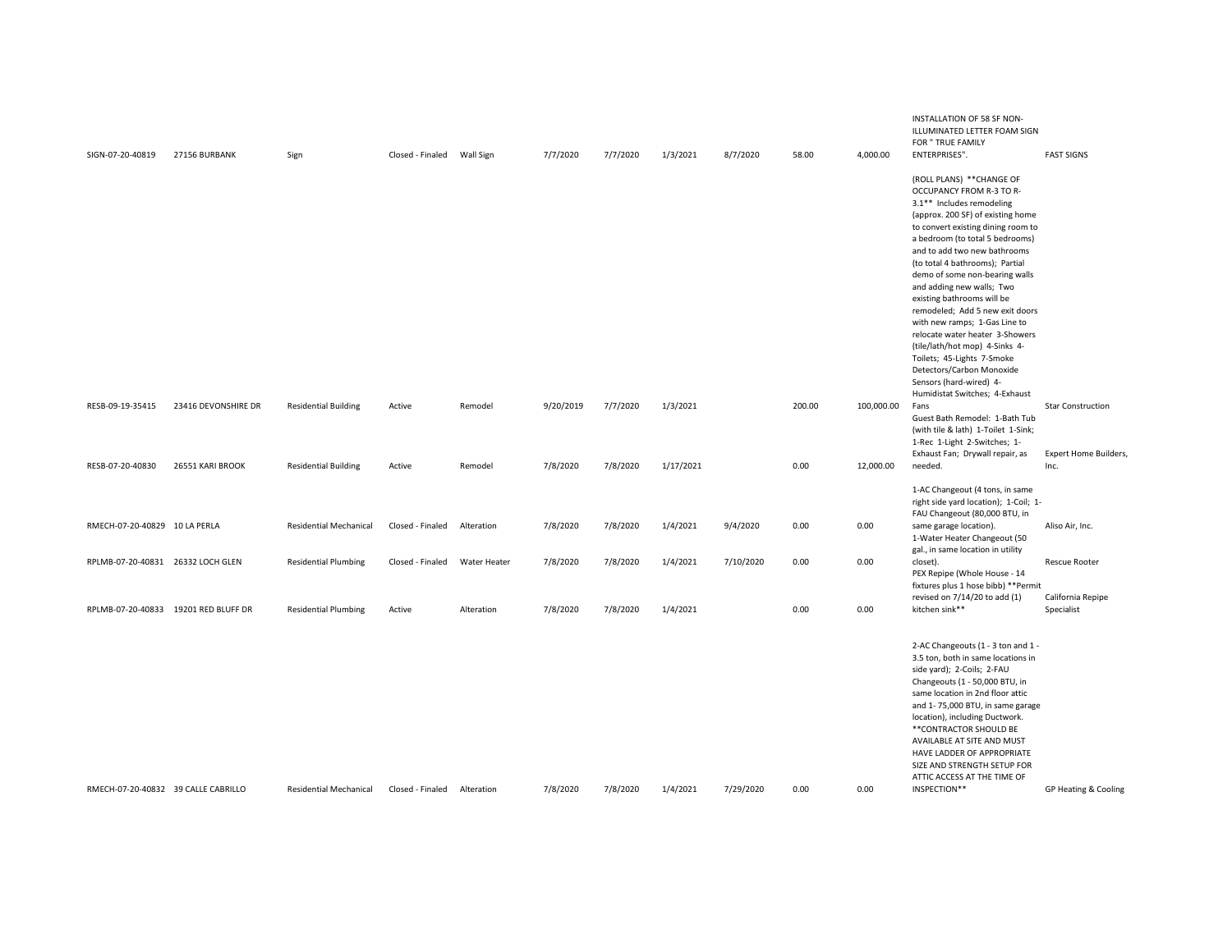| | | | | | | | | | | | | |
|---|---|---|---|---|---|---|---|---|---|---|---|---|
| SIGN-07-20-40819 | 27156 BURBANK | Sign | Closed - Finaled | Wall Sign | 7/7/2020 | 7/7/2020 | 1/3/2021 | 8/7/2020 | 58.00 | 4,000.00 | INSTALLATION OF 58 SF NON-ILLUMINATED LETTER FOAM SIGN FOR " TRUE FAMILY ENTERPRISES". | FAST SIGNS |
| RESB-09-19-35415 | 23416 DEVONSHIRE DR | Residential Building | Active | Remodel | 9/20/2019 | 7/7/2020 | 1/3/2021 | | 200.00 | 100,000.00 | (ROLL PLANS) **CHANGE OF OCCUPANCY FROM R-3 TO R-3.1** Includes remodeling (approx. 200 SF) of existing home to convert existing dining room to a bedroom (to total 5 bedrooms) and to add two new bathrooms (to total 4 bathrooms); Partial demo of some non-bearing walls and adding new walls; Two existing bathrooms will be remodeled; Add 5 new exit doors with new ramps; 1-Gas Line to relocate water heater 3-Showers (tile/lath/hot mop) 4-Sinks 4-Toilets; 45-Lights 7-Smoke Detectors/Carbon Monoxide Sensors (hard-wired) 4-Humidistat Switches; 4-Exhaust Fans | Star Construction |
| RESB-07-20-40830 | 26551 KARI BROOK | Residential Building | Active | Remodel | 7/8/2020 | 7/8/2020 | 1/17/2021 | | 0.00 | 12,000.00 | Guest Bath Remodel: 1-Bath Tub (with tile & lath) 1-Toilet 1-Sink; 1-Rec 1-Light 2-Switches; 1-Exhaust Fan; Drywall repair, as needed. | Expert Home Builders, Inc. |
| RMECH-07-20-40829 | 10 LA PERLA | Residential Mechanical | Closed - Finaled | Alteration | 7/8/2020 | 7/8/2020 | 1/4/2021 | 9/4/2020 | 0.00 | 0.00 | 1-AC Changeout (4 tons, in same right side yard location); 1-Coil; 1-FAU Changeout (80,000 BTU, in same garage location). | Aliso Air, Inc. |
| RPLMB-07-20-40831 | 26332 LOCH GLEN | Residential Plumbing | Closed - Finaled | Water Heater | 7/8/2020 | 7/8/2020 | 1/4/2021 | 7/10/2020 | 0.00 | 0.00 | 1-Water Heater Changeout (50 gal., in same location in utility closet). | Rescue Rooter |
| RPLMB-07-20-40833 | 19201 RED BLUFF DR | Residential Plumbing | Active | Alteration | 7/8/2020 | 7/8/2020 | 1/4/2021 | | 0.00 | 0.00 | PEX Repipe (Whole House - 14 fixtures plus 1 hose bibb) **Permit revised on 7/14/20 to add (1) kitchen sink** | California Repipe Specialist |
| RMECH-07-20-40832 | 39 CALLE CABRILLO | Residential Mechanical | Closed - Finaled | Alteration | 7/8/2020 | 7/8/2020 | 1/4/2021 | 7/29/2020 | 0.00 | 0.00 | 2-AC Changeouts (1 - 3 ton and 1 - 3.5 ton, both in same locations in side yard); 2-Coils; 2-FAU Changeouts (1 - 50,000 BTU, in same location in 2nd floor attic and 1- 75,000 BTU, in same garage location), including Ductwork. **CONTRACTOR SHOULD BE AVAILABLE AT SITE AND MUST HAVE LADDER OF APPROPRIATE SIZE AND STRENGTH SETUP FOR ATTIC ACCESS AT THE TIME OF INSPECTION** | GP Heating & Cooling |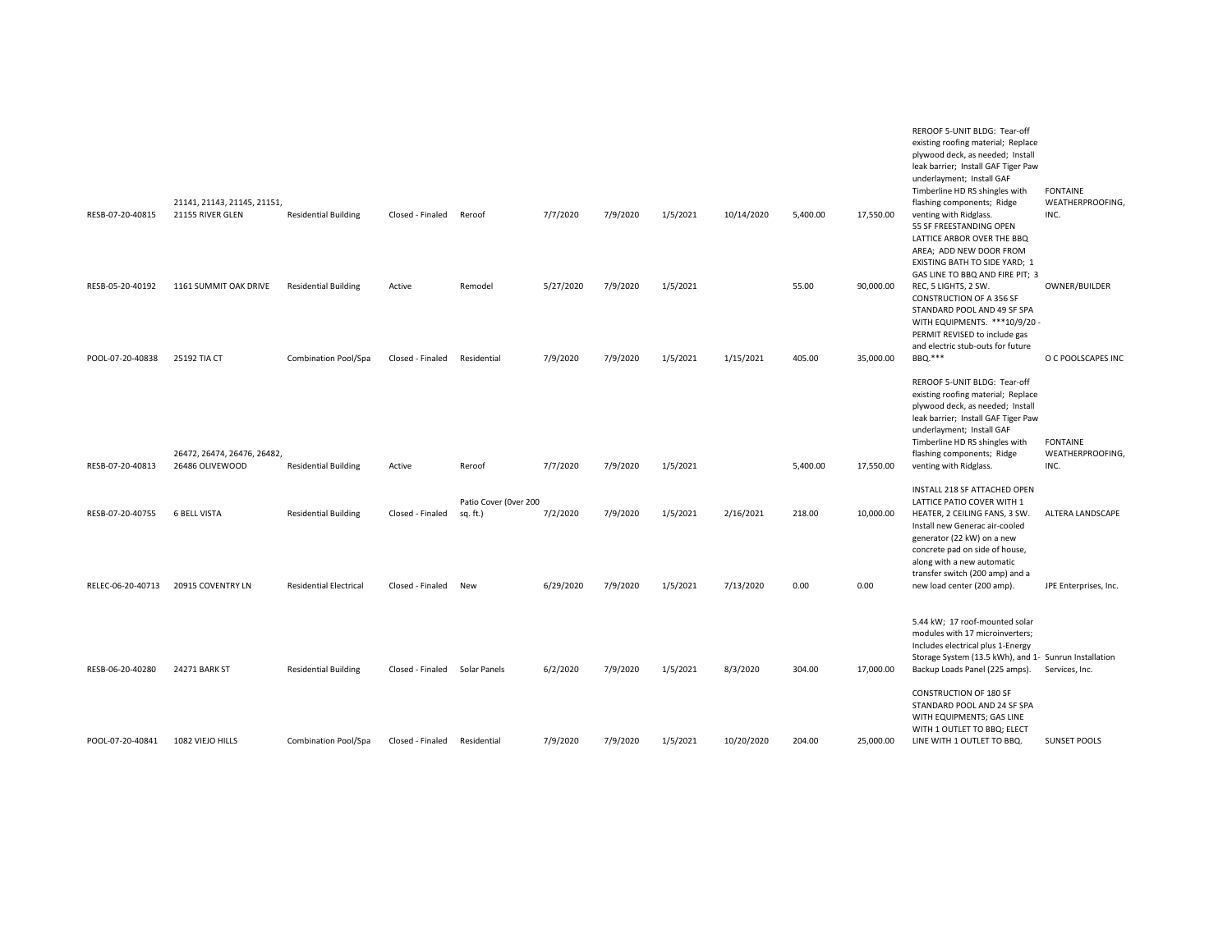| | | | | | | | | | | | | |
|---|---|---|---|---|---|---|---|---|---|---|---|---|
| RESB-07-20-40815 | 21141, 21143, 21145, 21151, 21155 RIVER GLEN | Residential Building | Closed - Finaled | Reroof | 7/7/2020 | 7/9/2020 | 1/5/2021 | 10/14/2020 | 5,400.00 | 17,550.00 | REROOF 5-UNIT BLDG: Tear-off existing roofing material; Replace plywood deck, as needed; Install leak barrier; Install GAF Tiger Paw underlayment; Install GAF Timberline HD RS shingles with flashing components; Ridge venting with Ridglass. | FONTAINE WEATHERPROOFING, INC. |
| RESB-05-20-40192 | 1161 SUMMIT OAK DRIVE | Residential Building | Active | Remodel | 5/27/2020 | 7/9/2020 | 1/5/2021 | | 55.00 | 90,000.00 | 55 SF FREESTANDING OPEN LATTICE ARBOR OVER THE BBQ AREA; ADD NEW DOOR FROM EXISTING BATH TO SIDE YARD; 1 GAS LINE TO BBQ AND FIRE PIT; 3 REC, 5 LIGHTS, 2 SW. | OWNER/BUILDER |
| POOL-07-20-40838 | 25192 TIA CT | Combination Pool/Spa | Closed - Finaled | Residential | 7/9/2020 | 7/9/2020 | 1/5/2021 | 1/15/2021 | 405.00 | 35,000.00 | CONSTRUCTION OF A 356 SF STANDARD POOL AND 49 SF SPA WITH EQUIPMENTS. ***10/9/20 - PERMIT REVISED to include gas and electric stub-outs for future BBQ.*** | O C POOLSCAPES INC |
| RESB-07-20-40813 | 26472, 26474, 26476, 26482, 26486 OLIVEWOOD | Residential Building | Active | Reroof | 7/7/2020 | 7/9/2020 | 1/5/2021 | | 5,400.00 | 17,550.00 | REROOF 5-UNIT BLDG: Tear-off existing roofing material; Replace plywood deck, as needed; Install leak barrier; Install GAF Tiger Paw underlayment; Install GAF Timberline HD RS shingles with flashing components; Ridge venting with Ridglass. | FONTAINE WEATHERPROOFING, INC. |
| RESB-07-20-40755 | 6 BELL VISTA | Residential Building | Closed - Finaled | Patio Cover (0ver 200 sq. ft.) | 7/2/2020 | 7/9/2020 | 1/5/2021 | 2/16/2021 | 218.00 | 10,000.00 | INSTALL 218 SF ATTACHED OPEN LATTICE PATIO COVER WITH 1 HEATER, 2 CEILING FANS, 3 SW. | ALTERA LANDSCAPE |
| RELEC-06-20-40713 | 20915 COVENTRY LN | Residential Electrical | Closed - Finaled | New | 6/29/2020 | 7/9/2020 | 1/5/2021 | 7/13/2020 | 0.00 | 0.00 | Install new Generac air-cooled generator (22 kW) on a new concrete pad on side of house, along with a new automatic transfer switch (200 amp) and a new load center (200 amp). | JPE Enterprises, Inc. |
| RESB-06-20-40280 | 24271 BARK ST | Residential Building | Closed - Finaled | Solar Panels | 6/2/2020 | 7/9/2020 | 1/5/2021 | 8/3/2020 | 304.00 | 17,000.00 | 5.44 kW; 17 roof-mounted solar modules with 17 microinverters; Includes electrical plus 1-Energy Storage System (13.5 kWh), and 1-Backup Loads Panel (225 amps). | Sunrun Installation Services, Inc. |
| POOL-07-20-40841 | 1082 VIEJO HILLS | Combination Pool/Spa | Closed - Finaled | Residential | 7/9/2020 | 7/9/2020 | 1/5/2021 | 10/20/2020 | 204.00 | 25,000.00 | CONSTRUCTION OF 180 SF STANDARD POOL AND 24 SF SPA WITH EQUIPMENTS; GAS LINE WITH 1 OUTLET TO BBQ; ELECT LINE WITH 1 OUTLET TO BBQ. | SUNSET POOLS |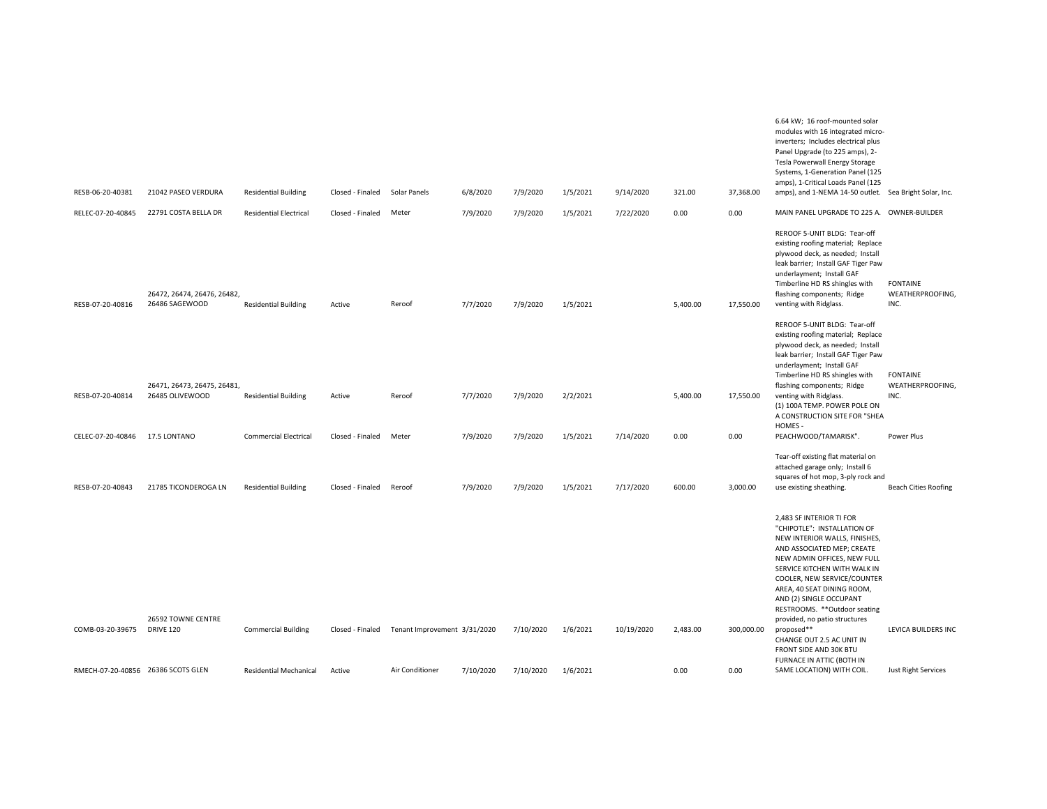| | | | | | | | | | | | | |
|---|---|---|---|---|---|---|---|---|---|---|---|---|
| RESB-06-20-40381 | 21042 PASEO VERDURA | Residential Building | Closed - Finaled | Solar Panels | 6/8/2020 | 7/9/2020 | 1/5/2021 | 9/14/2020 | 321.00 | 37,368.00 | 6.64 kW; 16 roof-mounted solar modules with 16 integrated micro-inverters; Includes electrical plus Panel Upgrade (to 225 amps), 2-Tesla Powerwall Energy Storage Systems, 1-Generation Panel (125 amps), 1-Critical Loads Panel (125 amps), and 1-NEMA 14-50 outlet. | Sea Bright Solar, Inc. |
| RELEC-07-20-40845 | 22791 COSTA BELLA DR | Residential Electrical | Closed - Finaled | Meter | 7/9/2020 | 7/9/2020 | 1/5/2021 | 7/22/2020 | 0.00 | 0.00 | MAIN PANEL UPGRADE TO 225 A. | OWNER-BUILDER |
| RESB-07-20-40816 | 26472, 26474, 26476, 26482, 26486 SAGEWOOD | Residential Building | Active | Reroof | 7/7/2020 | 7/9/2020 | 1/5/2021 | | 5,400.00 | 17,550.00 | REROOF 5-UNIT BLDG: Tear-off existing roofing material; Replace plywood deck, as needed; Install leak barrier; Install GAF Tiger Paw underlayment; Install GAF Timberline HD RS shingles with flashing components; Ridge venting with Ridglass. | FONTAINE WEATHERPROOFING, INC. |
| RESB-07-20-40814 | 26471, 26473, 26475, 26481, 26485 OLIVEWOOD | Residential Building | Active | Reroof | 7/7/2020 | 7/9/2020 | 2/2/2021 | | 5,400.00 | 17,550.00 | REROOF 5-UNIT BLDG: Tear-off existing roofing material; Replace plywood deck, as needed; Install leak barrier; Install GAF Tiger Paw underlayment; Install GAF Timberline HD RS shingles with flashing components; Ridge venting with Ridglass. | FONTAINE WEATHERPROOFING, INC. |
| CELEC-07-20-40846 | 17.5 LONTANO | Commercial Electrical | Closed - Finaled | Meter | 7/9/2020 | 7/9/2020 | 1/5/2021 | 7/14/2020 | 0.00 | 0.00 | (1) 100A TEMP. POWER POLE ON A CONSTRUCTION SITE FOR "SHEA HOMES - PEACHWOOD/TAMARISK". | Power Plus |
| RESB-07-20-40843 | 21785 TICONDEROGA LN | Residential Building | Closed - Finaled | Reroof | 7/9/2020 | 7/9/2020 | 1/5/2021 | 7/17/2020 | 600.00 | 3,000.00 | Tear-off existing flat material on attached garage only; Install 6 squares of hot mop, 3-ply rock and use existing sheathing. | Beach Cities Roofing |
| COMB-03-20-39675 | 26592 TOWNE CENTRE DRIVE 120 | Commercial Building | Closed - Finaled | Tenant Improvement | 3/31/2020 | 7/10/2020 | 1/6/2021 | 10/19/2020 | 2,483.00 | 300,000.00 | 2,483 SF INTERIOR TI FOR "CHIPOTLE": INSTALLATION OF NEW INTERIOR WALLS, FINISHES, AND ASSOCIATED MEP; CREATE NEW ADMIN OFFICES, NEW FULL SERVICE KITCHEN WITH WALK IN COOLER, NEW SERVICE/COUNTER AREA, 40 SEAT DINING ROOM, AND (2) SINGLE OCCUPANT RESTROOMS. **Outdoor seating provided, no patio structures proposed** | LEVICA BUILDERS INC |
| RMECH-07-20-40856 | 26386 SCOTS GLEN | Residential Mechanical | Active | Air Conditioner | 7/10/2020 | 7/10/2020 | 1/6/2021 | | 0.00 | 0.00 | CHANGE OUT 2.5 AC UNIT IN FRONT SIDE AND 30K BTU FURNACE IN ATTIC (BOTH IN SAME LOCATION) WITH COIL. | Just Right Services |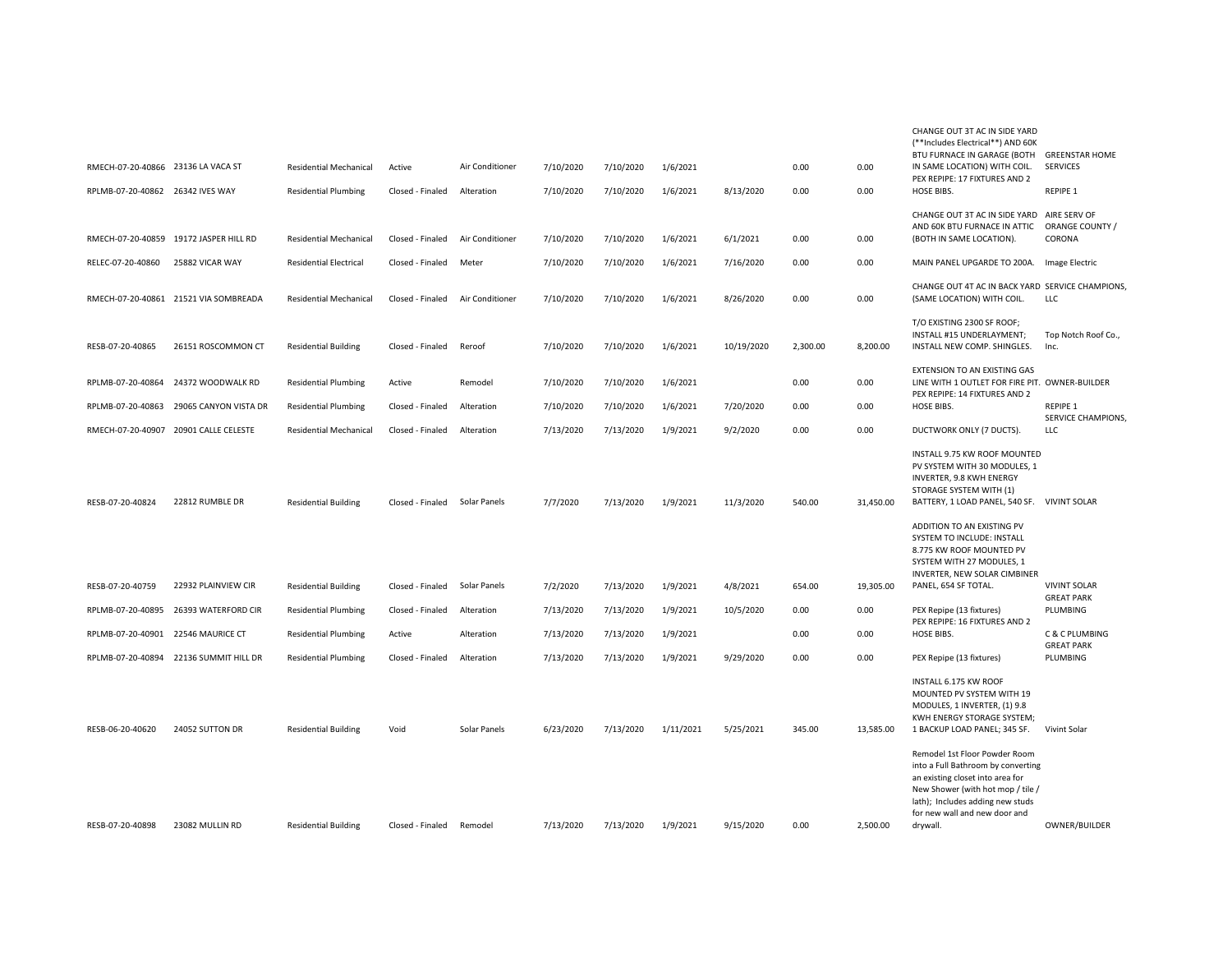| | | | | | | | | | | | | |
|---|---|---|---|---|---|---|---|---|---|---|---|---|
| RMECH-07-20-40866 | 23136 LA VACA ST | Residential Mechanical | Active | Air Conditioner | 7/10/2020 | 7/10/2020 | 1/6/2021 | | 0.00 | 0.00 | CHANGE OUT 3T AC IN SIDE YARD (**Includes Electrical**) AND 60K BTU FURNACE IN GARAGE (BOTH IN SAME LOCATION) WITH COIL. | GREENSTAR HOME SERVICES |
| RPLMB-07-20-40862 | 26342 IVES WAY | Residential Plumbing | Closed - Finaled | Alteration | 7/10/2020 | 7/10/2020 | 1/6/2021 | 8/13/2020 | 0.00 | 0.00 | PEX REPIPE: 17 FIXTURES AND 2 HOSE BIBS. | REPIPE 1 |
| RMECH-07-20-40859 | 19172 JASPER HILL RD | Residential Mechanical | Closed - Finaled | Air Conditioner | 7/10/2020 | 7/10/2020 | 1/6/2021 | 6/1/2021 | 0.00 | 0.00 | CHANGE OUT 3T AC IN SIDE YARD AND 60K BTU FURNACE IN ATTIC (BOTH IN SAME LOCATION). | AIRE SERV OF ORANGE COUNTY / CORONA |
| RELEC-07-20-40860 | 25882 VICAR WAY | Residential Electrical | Closed - Finaled | Meter | 7/10/2020 | 7/10/2020 | 1/6/2021 | 7/16/2020 | 0.00 | 0.00 | MAIN PANEL UPGARDE TO 200A. | Image Electric |
| RMECH-07-20-40861 | 21521 VIA SOMBREADA | Residential Mechanical | Closed - Finaled | Air Conditioner | 7/10/2020 | 7/10/2020 | 1/6/2021 | 8/26/2020 | 0.00 | 0.00 | CHANGE OUT 4T AC IN BACK YARD (SAME LOCATION) WITH COIL. | SERVICE CHAMPIONS, LLC |
| RESB-07-20-40865 | 26151 ROSCOMMON CT | Residential Building | Closed - Finaled | Reroof | 7/10/2020 | 7/10/2020 | 1/6/2021 | 10/19/2020 | 2,300.00 | 8,200.00 | T/O EXISTING 2300 SF ROOF; INSTALL #15 UNDERLAYMENT; INSTALL NEW COMP. SHINGLES. | Top Notch Roof Co., Inc. |
| RPLMB-07-20-40864 | 24372 WOODWALK RD | Residential Plumbing | Active | Remodel | 7/10/2020 | 7/10/2020 | 1/6/2021 | | 0.00 | 0.00 | EXTENSION TO AN EXISTING GAS LINE WITH 1 OUTLET FOR FIRE PIT. | OWNER-BUILDER |
| RPLMB-07-20-40863 | 29065 CANYON VISTA DR | Residential Plumbing | Closed - Finaled | Alteration | 7/10/2020 | 7/10/2020 | 1/6/2021 | 7/20/2020 | 0.00 | 0.00 | PEX REPIPE: 14 FIXTURES AND 2 HOSE BIBS. | REPIPE 1 |
| RMECH-07-20-40907 | 20901 CALLE CELESTE | Residential Mechanical | Closed - Finaled | Alteration | 7/13/2020 | 7/13/2020 | 1/9/2021 | 9/2/2020 | 0.00 | 0.00 | DUCTWORK ONLY (7 DUCTS). | SERVICE CHAMPIONS, LLC |
| RESB-07-20-40824 | 22812 RUMBLE DR | Residential Building | Closed - Finaled | Solar Panels | 7/7/2020 | 7/13/2020 | 1/9/2021 | 11/3/2020 | 540.00 | 31,450.00 | INSTALL 9.75 KW ROOF MOUNTED PV SYSTEM WITH 30 MODULES, 1 INVERTER, 9.8 KWH ENERGY STORAGE SYSTEM WITH (1) BATTERY, 1 LOAD PANEL, 540 SF. | VIVINT SOLAR |
| RESB-07-20-40759 | 22932 PLAINVIEW CIR | Residential Building | Closed - Finaled | Solar Panels | 7/2/2020 | 7/13/2020 | 1/9/2021 | 4/8/2021 | 654.00 | 19,305.00 | ADDITION TO AN EXISTING PV SYSTEM TO INCLUDE: INSTALL 8.775 KW ROOF MOUNTED PV SYSTEM WITH 27 MODULES, 1 INVERTER, NEW SOLAR CIMBINER PANEL, 654 SF TOTAL. | VIVINT SOLAR |
| RPLMB-07-20-40895 | 26393 WATERFORD CIR | Residential Plumbing | Closed - Finaled | Alteration | 7/13/2020 | 7/13/2020 | 1/9/2021 | 10/5/2020 | 0.00 | 0.00 | PEX Repipe (13 fixtures) | GREAT PARK PLUMBING |
| RPLMB-07-20-40901 | 22546 MAURICE CT | Residential Plumbing | Active | Alteration | 7/13/2020 | 7/13/2020 | 1/9/2021 | | 0.00 | 0.00 | PEX REPIPE: 16 FIXTURES AND 2 HOSE BIBS. | C & C PLUMBING |
| RPLMB-07-20-40894 | 22136 SUMMIT HILL DR | Residential Plumbing | Closed - Finaled | Alteration | 7/13/2020 | 7/13/2020 | 1/9/2021 | 9/29/2020 | 0.00 | 0.00 | PEX Repipe (13 fixtures) | GREAT PARK PLUMBING |
| RESB-06-20-40620 | 24052 SUTTON DR | Residential Building | Void | Solar Panels | 6/23/2020 | 7/13/2020 | 1/11/2021 | 5/25/2021 | 345.00 | 13,585.00 | INSTALL 6.175 KW ROOF MOUNTED PV SYSTEM WITH 19 MODULES, 1 INVERTER, (1) 9.8 KWH ENERGY STORAGE SYSTEM; 1 BACKUP LOAD PANEL; 345 SF. | Vivint Solar |
| RESB-07-20-40898 | 23082 MULLIN RD | Residential Building | Closed - Finaled | Remodel | 7/13/2020 | 7/13/2020 | 1/9/2021 | 9/15/2020 | 0.00 | 2,500.00 | Remodel 1st Floor Powder Room into a Full Bathroom by converting an existing closet into area for New Shower (with hot mop / tile / lath); Includes adding new studs for new wall and new door and drywall. | OWNER/BUILDER |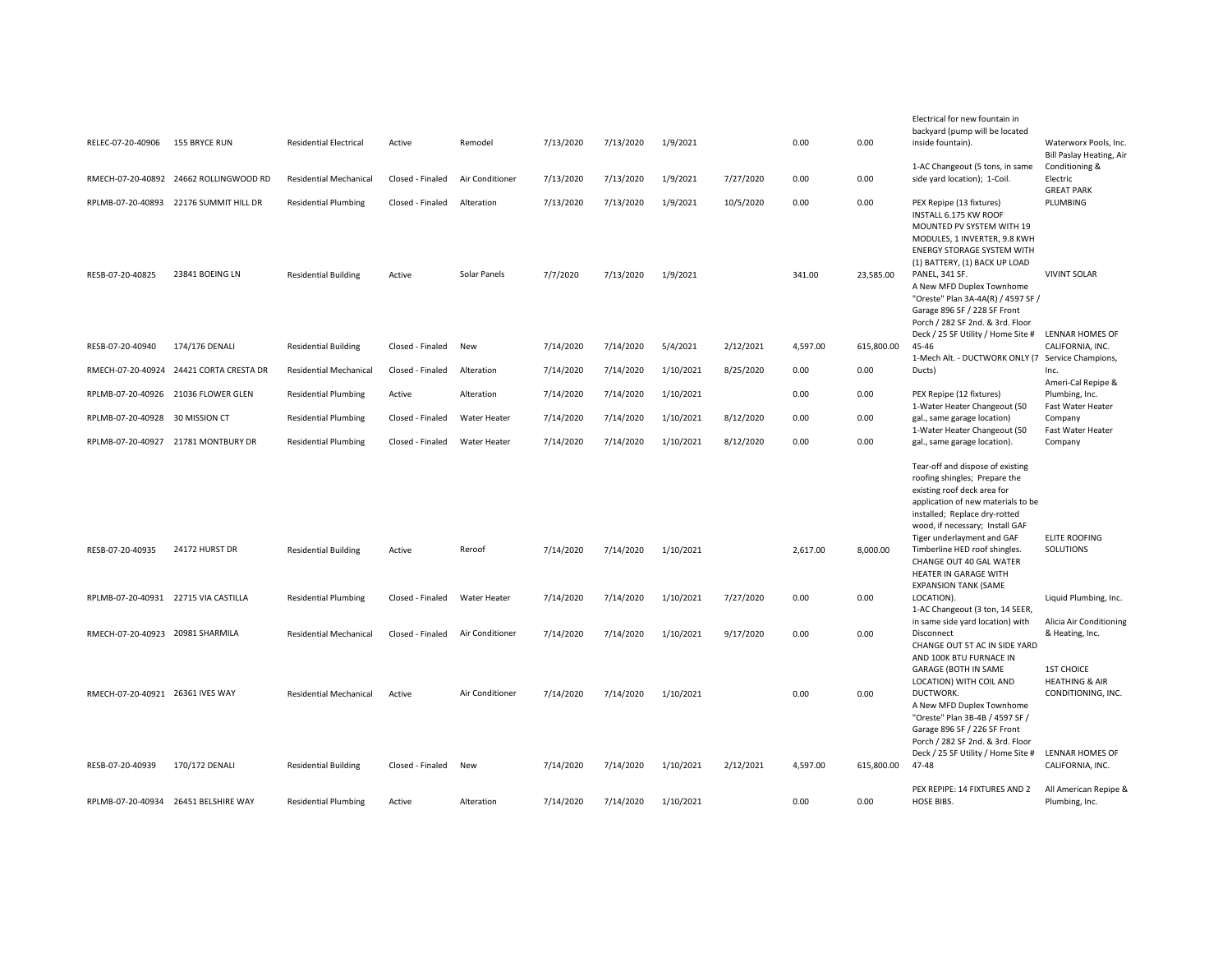| | | | | | | | | | | | | |
|---|---|---|---|---|---|---|---|---|---|---|---|---|
| RELEC-07-20-40906 | 155 BRYCE RUN | Residential Electrical | Active | Remodel | 7/13/2020 | 7/13/2020 | 1/9/2021 | | 0.00 | 0.00 | Electrical for new fountain in backyard (pump will be located inside fountain). | Waterworx Pools, Inc. |
| RMECH-07-20-40892 | 24662 ROLLINGWOOD RD | Residential Mechanical | Closed - Finaled | Air Conditioner | 7/13/2020 | 7/13/2020 | 1/9/2021 | 7/27/2020 | 0.00 | 0.00 | 1-AC Changeout (5 tons, in same side yard location); 1-Coil. | Bill Paslay Heating, Air Conditioning & Electric |
| RPLMB-07-20-40893 | 22176 SUMMIT HILL DR | Residential Plumbing | Closed - Finaled | Alteration | 7/13/2020 | 7/13/2020 | 1/9/2021 | 10/5/2020 | 0.00 | 0.00 | PEX Repipe (13 fixtures) | GREAT PARK PLUMBING |
| RESB-07-20-40825 | 23841 BOEING LN | Residential Building | Active | Solar Panels | 7/7/2020 | 7/13/2020 | 1/9/2021 | | 341.00 | 23,585.00 | INSTALL 6.175 KW ROOF MOUNTED PV SYSTEM WITH 19 MODULES, 1 INVERTER, 9.8 KWH ENERGY STORAGE SYSTEM WITH (1) BATTERY, (1) BACK UP LOAD PANEL, 341 SF. | VIVINT SOLAR |
| RESB-07-20-40940 | 174/176 DENALI | Residential Building | Closed - Finaled | New | 7/14/2020 | 7/14/2020 | 5/4/2021 | 2/12/2021 | 4,597.00 | 615,800.00 | A New MFD Duplex Townhome "Oreste" Plan 3A-4A(R) / 4597 SF / Garage 896 SF / 228 SF Front Porch / 282 SF 2nd. & 3rd. Floor Deck / 25 SF Utility / Home Site # 45-46 | LENNAR HOMES OF CALIFORNIA, INC. |
| RMECH-07-20-40924 | 24421 CORTA CRESTA DR | Residential Mechanical | Closed - Finaled | Alteration | 7/14/2020 | 7/14/2020 | 1/10/2021 | 8/25/2020 | 0.00 | 0.00 | 1-Mech Alt. - DUCTWORK ONLY (7 Ducts) | Service Champions, Inc. |
| RPLMB-07-20-40926 | 21036 FLOWER GLEN | Residential Plumbing | Active | Alteration | 7/14/2020 | 7/14/2020 | 1/10/2021 | | 0.00 | 0.00 | PEX Repipe (12 fixtures) | Ameri-Cal Repipe & Plumbing, Inc. |
| RPLMB-07-20-40928 | 30 MISSION CT | Residential Plumbing | Closed - Finaled | Water Heater | 7/14/2020 | 7/14/2020 | 1/10/2021 | 8/12/2020 | 0.00 | 0.00 | 1-Water Heater Changeout (50 gal., same garage location) | Fast Water Heater Company |
| RPLMB-07-20-40927 | 21781 MONTBURY DR | Residential Plumbing | Closed - Finaled | Water Heater | 7/14/2020 | 7/14/2020 | 1/10/2021 | 8/12/2020 | 0.00 | 0.00 | 1-Water Heater Changeout (50 gal., same garage location). | Fast Water Heater Company |
| RESB-07-20-40935 | 24172 HURST DR | Residential Building | Active | Reroof | 7/14/2020 | 7/14/2020 | 1/10/2021 | | 2,617.00 | 8,000.00 | Tear-off and dispose of existing roofing shingles; Prepare the existing roof deck area for application of new materials to be installed; Replace dry-rotted wood, if necessary; Install GAF Tiger underlayment and GAF Timberline HED roof shingles. | ELITE ROOFING SOLUTIONS |
| RPLMB-07-20-40931 | 22715 VIA CASTILLA | Residential Plumbing | Closed - Finaled | Water Heater | 7/14/2020 | 7/14/2020 | 1/10/2021 | 7/27/2020 | 0.00 | 0.00 | CHANGE OUT 40 GAL WATER HEATER IN GARAGE WITH EXPANSION TANK (SAME LOCATION). | Liquid Plumbing, Inc. |
| RMECH-07-20-40923 | 20981 SHARMILA | Residential Mechanical | Closed - Finaled | Air Conditioner | 7/14/2020 | 7/14/2020 | 1/10/2021 | 9/17/2020 | 0.00 | 0.00 | 1-AC Changeout (3 ton, 14 SEER, in same side yard location) with Disconnect | Alicia Air Conditioning & Heating, Inc. |
| RMECH-07-20-40921 | 26361 IVES WAY | Residential Mechanical | Active | Air Conditioner | 7/14/2020 | 7/14/2020 | 1/10/2021 | | 0.00 | 0.00 | CHANGE OUT 5T AC IN SIDE YARD AND 100K BTU FURNACE IN GARAGE (BOTH IN SAME LOCATION) WITH COIL AND DUCTWORK. | 1ST CHOICE HEATHING & AIR CONDITIONING, INC. |
| RESB-07-20-40939 | 170/172 DENALI | Residential Building | Closed - Finaled | New | 7/14/2020 | 7/14/2020 | 1/10/2021 | 2/12/2021 | 4,597.00 | 615,800.00 | A New MFD Duplex Townhome "Oreste" Plan 3B-4B / 4597 SF / Garage 896 SF / 226 SF Front Porch / 282 SF 2nd. & 3rd. Floor Deck / 25 SF Utility / Home Site # 47-48 | LENNAR HOMES OF CALIFORNIA, INC. |
| RPLMB-07-20-40934 | 26451 BELSHIRE WAY | Residential Plumbing | Active | Alteration | 7/14/2020 | 7/14/2020 | 1/10/2021 | | 0.00 | 0.00 | PEX REPIPE: 14 FIXTURES AND 2 HOSE BIBS. | All American Repipe & Plumbing, Inc. |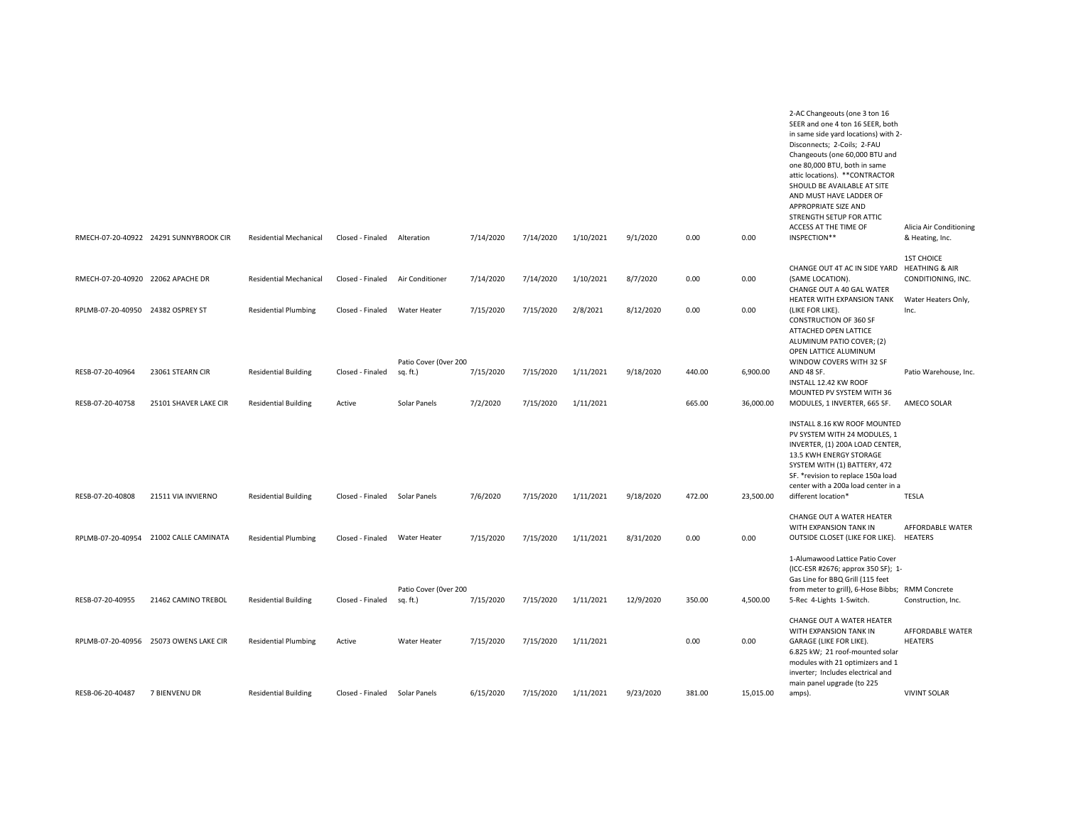| | | | | | | | | | | | | |
|---|---|---|---|---|---|---|---|---|---|---|---|---|
| RMECH-07-20-40922 | 24291 SUNNYBROOK CIR | Residential Mechanical | Closed - Finaled | Alteration | 7/14/2020 | 7/14/2020 | 1/10/2021 | 9/1/2020 | 0.00 | 0.00 | 2-AC Changeouts (one 3 ton 16 SEER and one 4 ton 16 SEER, both in same side yard locations) with 2-Disconnects; 2-Coils; 2-FAU Changeouts (one 60,000 BTU and one 80,000 BTU, both in same attic locations). **CONTRACTOR SHOULD BE AVAILABLE AT SITE AND MUST HAVE LADDER OF APPROPRIATE SIZE AND STRENGTH SETUP FOR ATTIC ACCESS AT THE TIME OF INSPECTION** | Alicia Air Conditioning & Heating, Inc. |
| RMECH-07-20-40920 | 22062 APACHE DR | Residential Mechanical | Closed - Finaled | Air Conditioner | 7/14/2020 | 7/14/2020 | 1/10/2021 | 8/7/2020 | 0.00 | 0.00 | CHANGE OUT 4T AC IN SIDE YARD (SAME LOCATION). | 1ST CHOICE HEATHING & AIR CONDITIONING, INC. |
| RPLMB-07-20-40950 | 24382 OSPREY ST | Residential Plumbing | Closed - Finaled | Water Heater | 7/15/2020 | 7/15/2020 | 2/8/2021 | 8/12/2020 | 0.00 | 0.00 | CHANGE OUT A 40 GAL WATER HEATER WITH EXPANSION TANK (LIKE FOR LIKE). | Water Heaters Only, Inc. |
| RESB-07-20-40964 | 23061 STEARN CIR | Residential Building | Closed - Finaled | Patio Cover (0ver 200 sq. ft.) | 7/15/2020 | 7/15/2020 | 1/11/2021 | 9/18/2020 | 440.00 | 6,900.00 | CONSTRUCTION OF 360 SF ATTACHED OPEN LATTICE ALUMINUM PATIO COVER; (2) OPEN LATTICE ALUMINUM WINDOW COVERS WITH 32 SF AND 48 SF. | Patio Warehouse, Inc. |
| RESB-07-20-40758 | 25101 SHAVER LAKE CIR | Residential Building | Active | Solar Panels | 7/2/2020 | 7/15/2020 | 1/11/2021 | | 665.00 | 36,000.00 | INSTALL 12.42 KW ROOF MOUNTED PV SYSTEM WITH 36 MODULES, 1 INVERTER, 665 SF. | AMECO SOLAR |
| RESB-07-20-40808 | 21511 VIA INVIERNO | Residential Building | Closed - Finaled | Solar Panels | 7/6/2020 | 7/15/2020 | 1/11/2021 | 9/18/2020 | 472.00 | 23,500.00 | INSTALL 8.16 KW ROOF MOUNTED PV SYSTEM WITH 24 MODULES, 1 INVERTER, (1) 200A LOAD CENTER, 13.5 KWH ENERGY STORAGE SYSTEM WITH (1) BATTERY, 472 SF. *revision to replace 150a load center with a 200a load center in a different location* | TESLA |
| RPLMB-07-20-40954 | 21002 CALLE CAMINATA | Residential Plumbing | Closed - Finaled | Water Heater | 7/15/2020 | 7/15/2020 | 1/11/2021 | 8/31/2020 | 0.00 | 0.00 | CHANGE OUT A WATER HEATER WITH EXPANSION TANK IN OUTSIDE CLOSET (LIKE FOR LIKE). | AFFORDABLE WATER HEATERS |
| RESB-07-20-40955 | 21462 CAMINO TREBOL | Residential Building | Closed - Finaled | Patio Cover (0ver 200 sq. ft.) | 7/15/2020 | 7/15/2020 | 1/11/2021 | 12/9/2020 | 350.00 | 4,500.00 | 1-Alumawood Lattice Patio Cover (ICC-ESR #2676; approx 350 SF); 1-Gas Line for BBQ Grill (115 feet from meter to grill), 6-Hose Bibbs; 5-Rec 4-Lights 1-Switch. | RMM Concrete Construction, Inc. |
| RPLMB-07-20-40956 | 25073 OWENS LAKE CIR | Residential Plumbing | Active | Water Heater | 7/15/2020 | 7/15/2020 | 1/11/2021 | | 0.00 | 0.00 | CHANGE OUT A WATER HEATER WITH EXPANSION TANK IN GARAGE (LIKE FOR LIKE). | AFFORDABLE WATER HEATERS |
| RESB-06-20-40487 | 7 BIENVENU DR | Residential Building | Closed - Finaled | Solar Panels | 6/15/2020 | 7/15/2020 | 1/11/2021 | 9/23/2020 | 381.00 | 15,015.00 | 6.825 kW; 21 roof-mounted solar modules with 21 optimizers and 1 inverter; Includes electrical and main panel upgrade (to 225 amps). | VIVINT SOLAR |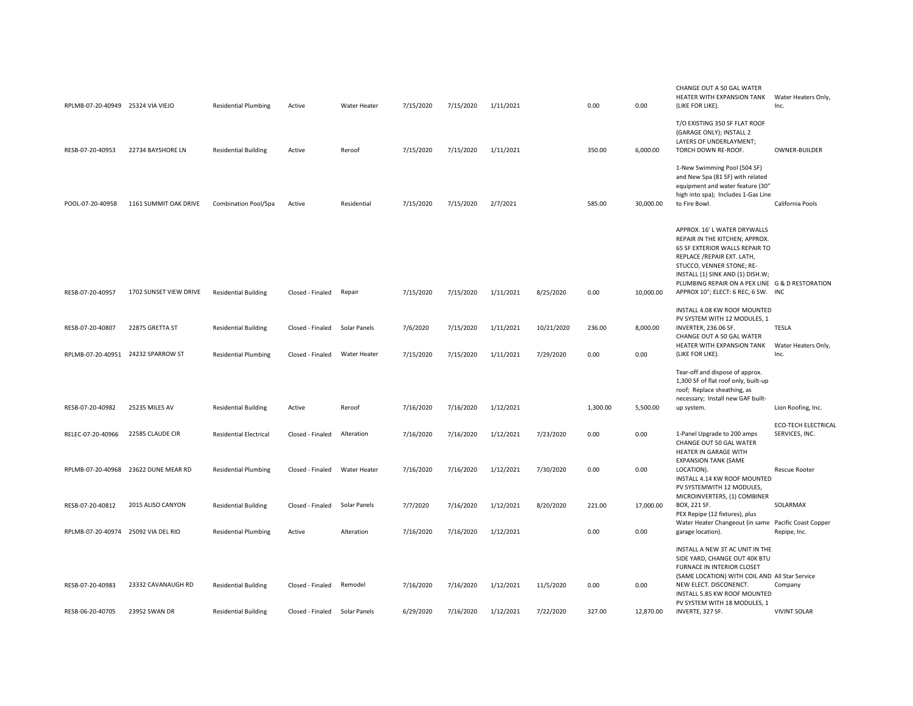| | | | | | | | | | | | | |
|---|---|---|---|---|---|---|---|---|---|---|---|---|
| RPLMB-07-20-40949 | 25324 VIA VIEJO | Residential Plumbing | Active | Water Heater | 7/15/2020 | 7/15/2020 | 1/11/2021 | | 0.00 | 0.00 | CHANGE OUT A 50 GAL WATER HEATER WITH EXPANSION TANK (LIKE FOR LIKE). | Water Heaters Only, Inc. |
| RESB-07-20-40953 | 22734 BAYSHORE LN | Residential Building | Active | Reroof | 7/15/2020 | 7/15/2020 | 1/11/2021 | | 350.00 | 6,000.00 | T/O EXISTING 350 SF FLAT ROOF (GARAGE ONLY); INSTALL 2 LAYERS OF UNDERLAYMENT; TORCH DOWN RE-ROOF. | OWNER-BUILDER |
| POOL-07-20-40958 | 1161 SUMMIT OAK DRIVE | Combination Pool/Spa | Active | Residential | 7/15/2020 | 7/15/2020 | 2/7/2021 | | 585.00 | 30,000.00 | 1-New Swimming Pool (504 SF) and New Spa (81 SF) with related equipment and water feature (30" high into spa); Includes 1-Gas Line to Fire Bowl. | California Pools |
| RESB-07-20-40957 | 1702 SUNSET VIEW DRIVE | Residential Building | Closed - Finaled | Repair | 7/15/2020 | 7/15/2020 | 1/11/2021 | 8/25/2020 | 0.00 | 10,000.00 | APPROX. 16' L WATER DRYWALLS REPAIR IN THE KITCHEN; APPROX. 65 SF EXTERIOR WALLS REPAIR TO REPLACE /REPAIR EXT. LATH, STUCCO, VENNER STONE; RE-INSTALL (1) SINK AND (1) DISH.W; PLUMBING REPAIR ON A PEX LINE APPROX 10"; ELECT: 6 REC, 6 SW. | G & D RESTORATION INC |
| RESB-07-20-40807 | 22875 GRETTA ST | Residential Building | Closed - Finaled | Solar Panels | 7/6/2020 | 7/15/2020 | 1/11/2021 | 10/21/2020 | 236.00 | 8,000.00 | INSTALL 4.08 KW ROOF MOUNTED PV SYSTEM WITH 12 MODULES, 1 INVERTER, 236.06 SF. | TESLA |
| RPLMB-07-20-40951 | 24232 SPARROW ST | Residential Plumbing | Closed - Finaled | Water Heater | 7/15/2020 | 7/15/2020 | 1/11/2021 | 7/29/2020 | 0.00 | 0.00 | CHANGE OUT A 50 GAL WATER HEATER WITH EXPANSION TANK (LIKE FOR LIKE). | Water Heaters Only, Inc. |
| RESB-07-20-40982 | 25235 MILES AV | Residential Building | Active | Reroof | 7/16/2020 | 7/16/2020 | 1/12/2021 | | 1,300.00 | 5,500.00 | Tear-off and dispose of approx. 1,300 SF of flat roof only, built-up roof; Replace sheathing, as necessary; Install new GAF built-up system. | Lion Roofing, Inc. |
| RELEC-07-20-40966 | 22585 CLAUDE CIR | Residential Electrical | Closed - Finaled | Alteration | 7/16/2020 | 7/16/2020 | 1/12/2021 | 7/23/2020 | 0.00 | 0.00 | 1-Panel Upgrade to 200 amps | ECO-TECH ELECTRICAL SERVICES, INC. |
| RPLMB-07-20-40968 | 23622 DUNE MEAR RD | Residential Plumbing | Closed - Finaled | Water Heater | 7/16/2020 | 7/16/2020 | 1/12/2021 | 7/30/2020 | 0.00 | 0.00 | CHANGE OUT 50 GAL WATER HEATER IN GARAGE WITH EXPANSION TANK (SAME LOCATION). | Rescue Rooter |
| RESB-07-20-40812 | 2015 ALISO CANYON | Residential Building | Closed - Finaled | Solar Panels | 7/7/2020 | 7/16/2020 | 1/12/2021 | 8/20/2020 | 221.00 | 17,000.00 | INSTALL 4.14 KW ROOF MOUNTED PV SYSTEMWITH 12 MODULES, MICROINVERTERS, (1) COMBINER BOX, 221 SF. | SOLARMAX |
| RPLMB-07-20-40974 | 25092 VIA DEL RIO | Residential Plumbing | Active | Alteration | 7/16/2020 | 7/16/2020 | 1/12/2021 | | 0.00 | 0.00 | PEX Repipe (12 fixtures), plus Water Heater Changeout (in same garage location). | Pacific Coast Copper Repipe, Inc. |
| RESB-07-20-40983 | 23332 CAVANAUGH RD | Residential Building | Closed - Finaled | Remodel | 7/16/2020 | 7/16/2020 | 1/12/2021 | 11/5/2020 | 0.00 | 0.00 | INSTALL A NEW 3T AC UNIT IN THE SIDE YARD, CHANGE OUT 40K BTU FURNACE IN INTERIOR CLOSET (SAME LOCATION) WITH COIL AND NEW ELECT. DISCONENCT. | All Star Service Company |
| RESB-06-20-40705 | 23952 SWAN DR | Residential Building | Closed - Finaled | Solar Panels | 6/29/2020 | 7/16/2020 | 1/12/2021 | 7/22/2020 | 327.00 | 12,870.00 | INSTALL 5.85 KW ROOF MOUNTED PV SYSTEM WITH 18 MODULES, 1 INVERTE, 327 SF. | VIVINT SOLAR |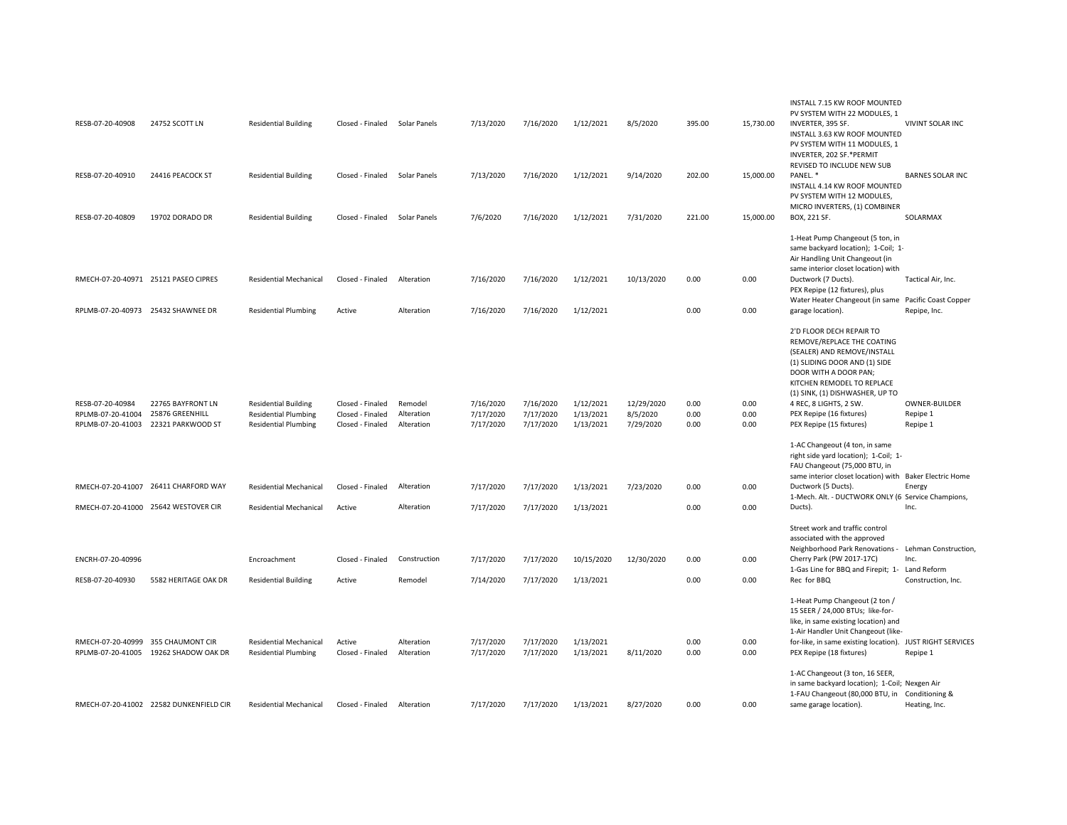| | | | | | | | | | | | | |
|---|---|---|---|---|---|---|---|---|---|---|---|---|
| RESB-07-20-40908 | 24752 SCOTT LN | Residential Building | Closed - Finaled | Solar Panels | 7/13/2020 | 7/16/2020 | 1/12/2021 | 8/5/2020 | 395.00 | 15,730.00 | INSTALL 7.15 KW ROOF MOUNTED PV SYSTEM WITH 22 MODULES, 1 INVERTER, 395 SF. | VIVINT SOLAR INC |
| RESB-07-20-40910 | 24416 PEACOCK ST | Residential Building | Closed - Finaled | Solar Panels | 7/13/2020 | 7/16/2020 | 1/12/2021 | 9/14/2020 | 202.00 | 15,000.00 | INSTALL 3.63 KW ROOF MOUNTED PV SYSTEM WITH 11 MODULES, 1 INVERTER, 202 SF.*PERMIT REVISED TO INCLUDE NEW SUB PANEL. * | BARNES SOLAR INC |
| RESB-07-20-40809 | 19702 DORADO DR | Residential Building | Closed - Finaled | Solar Panels | 7/6/2020 | 7/16/2020 | 1/12/2021 | 7/31/2020 | 221.00 | 15,000.00 | INSTALL 4.14 KW ROOF MOUNTED PV SYSTEM WITH 12 MODULES, MICRO INVERTERS, (1) COMBINER BOX, 221 SF. | SOLARMAX |
| RMECH-07-20-40971 | 25121 PASEO CIPRES | Residential Mechanical | Closed - Finaled | Alteration | 7/16/2020 | 7/16/2020 | 1/12/2021 | 10/13/2020 | 0.00 | 0.00 | 1-Heat Pump Changeout (5 ton, in same backyard location); 1-Coil; 1-Air Handling Unit Changeout (in same interior closet location) with Ductwork (7 Ducts). | Tactical Air, Inc. |
| RPLMB-07-20-40973 | 25432 SHAWNEE DR | Residential Plumbing | Active | Alteration | 7/16/2020 | 7/16/2020 | 1/12/2021 | | 0.00 | 0.00 | PEX Repipe (12 fixtures), plus Water Heater Changeout (in same garage location). | Pacific Coast Copper Repipe, Inc. |
| RESB-07-20-40984 | 22765 BAYFRONT LN | Residential Building | Closed - Finaled | Remodel | 7/16/2020 | 7/16/2020 | 1/12/2021 | 12/29/2020 | 0.00 | 0.00 | 2'D FLOOR DECH REPAIR TO REMOVE/REPLACE THE COATING (SEALER) AND REMOVE/INSTALL (1) SLIDING DOOR AND (1) SIDE DOOR WITH A DOOR PAN; KITCHEN REMODEL TO REPLACE (1) SINK, (1) DISHWASHER, UP TO 4 REC, 8 LIGHTS, 2 SW. | OWNER-BUILDER |
| RPLMB-07-20-41004 | 25876 GREENHILL | Residential Plumbing | Closed - Finaled | Alteration | 7/17/2020 | 7/17/2020 | 1/13/2021 | 8/5/2020 | 0.00 | 0.00 | PEX Repipe (16 fixtures) | Repipe 1 |
| RPLMB-07-20-41003 | 22321 PARKWOOD ST | Residential Plumbing | Closed - Finaled | Alteration | 7/17/2020 | 7/17/2020 | 1/13/2021 | 7/29/2020 | 0.00 | 0.00 | PEX Repipe (15 fixtures) | Repipe 1 |
| RMECH-07-20-41007 | 26411 CHARFORD WAY | Residential Mechanical | Closed - Finaled | Alteration | 7/17/2020 | 7/17/2020 | 1/13/2021 | 7/23/2020 | 0.00 | 0.00 | 1-AC Changeout (4 ton, in same right side yard location); 1-Coil; 1-FAU Changeout (75,000 BTU, in same interior closet location) with Ductwork (5 Ducts). | Baker Electric Home Energy |
| RMECH-07-20-41000 | 25642 WESTOVER CIR | Residential Mechanical | Active | Alteration | 7/17/2020 | 7/17/2020 | 1/13/2021 | | 0.00 | 0.00 | 1-Mech. Alt. - DUCTWORK ONLY (6 Ducts). | Service Champions, Inc. |
| ENCRH-07-20-40996 | | Encroachment | Closed - Finaled | Construction | 7/17/2020 | 7/17/2020 | 10/15/2020 | 12/30/2020 | 0.00 | 0.00 | Street work and traffic control associated with the approved Neighborhood Park Renovations - Cherry Park (PW 2017-17C) | Lehman Construction, Inc. |
| RESB-07-20-40930 | 5582 HERITAGE OAK DR | Residential Building | Active | Remodel | 7/14/2020 | 7/17/2020 | 1/13/2021 | | 0.00 | 0.00 | 1-Gas Line for BBQ and Firepit; 1-Rec for BBQ | Land Reform Construction, Inc. |
| RMECH-07-20-40999 | 355 CHAUMONT CIR | Residential Mechanical | Active | Alteration | 7/17/2020 | 7/17/2020 | 1/13/2021 | | 0.00 | 0.00 | 1-Heat Pump Changeout (2 ton / 15 SEER / 24,000 BTUs; like-for-like, in same existing location) and 1-Air Handler Unit Changeout (like-for-like, in same existing location). | JUST RIGHT SERVICES |
| RPLMB-07-20-41005 | 19262 SHADOW OAK DR | Residential Plumbing | Closed - Finaled | Alteration | 7/17/2020 | 7/17/2020 | 1/13/2021 | 8/11/2020 | 0.00 | 0.00 | PEX Repipe (18 fixtures) | Repipe 1 |
| RMECH-07-20-41002 | 22582 DUNKENFIELD CIR | Residential Mechanical | Closed - Finaled | Alteration | 7/17/2020 | 7/17/2020 | 1/13/2021 | 8/27/2020 | 0.00 | 0.00 | 1-AC Changeout (3 ton, 16 SEER, in same backyard location); 1-Coil; 1-FAU Changeout (80,000 BTU, in same garage location). | Nexgen Air Conditioning & Heating, Inc. |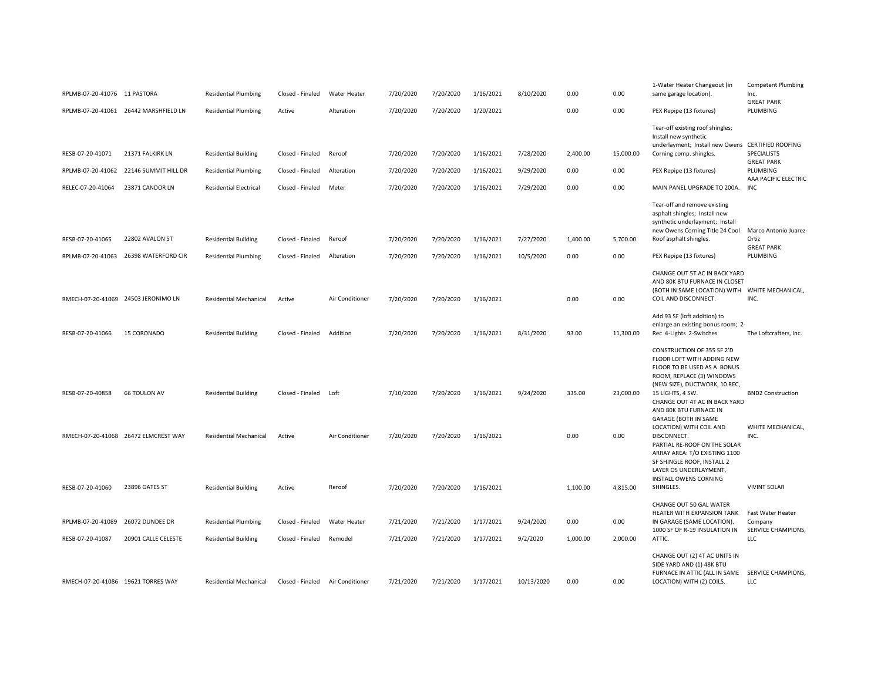| | | | | | | | | | | | | |
|---|---|---|---|---|---|---|---|---|---|---|---|---|
| RPLMB-07-20-41076 | 11 PASTORA | Residential Plumbing | Closed - Finaled | Water Heater | 7/20/2020 | 7/20/2020 | 1/16/2021 | 8/10/2020 | 0.00 | 0.00 | 1-Water Heater Changeout (in same garage location). | Competent Plumbing Inc. |
| RPLMB-07-20-41061 | 26442 MARSHFIELD LN | Residential Plumbing | Active | Alteration | 7/20/2020 | 7/20/2020 | 1/20/2021 | | 0.00 | 0.00 | PEX Repipe (13 fixtures) | GREAT PARK PLUMBING |
| RESB-07-20-41071 | 21371 FALKIRK LN | Residential Building | Closed - Finaled | Reroof | 7/20/2020 | 7/20/2020 | 1/16/2021 | 7/28/2020 | 2,400.00 | 15,000.00 | Tear-off existing roof shingles; Install new synthetic underlayment; Install new Owens Corning comp. shingles. | CERTIFIED ROOFING SPECIALISTS |
| RPLMB-07-20-41062 | 22146 SUMMIT HILL DR | Residential Plumbing | Closed - Finaled | Alteration | 7/20/2020 | 7/20/2020 | 1/16/2021 | 9/29/2020 | 0.00 | 0.00 | PEX Repipe (13 fixtures) | GREAT PARK PLUMBING |
| RELEC-07-20-41064 | 23871 CANDOR LN | Residential Electrical | Closed - Finaled | Meter | 7/20/2020 | 7/20/2020 | 1/16/2021 | 7/29/2020 | 0.00 | 0.00 | MAIN PANEL UPGRADE TO 200A. | AAA PACIFIC ELECTRIC INC |
| RESB-07-20-41065 | 22802 AVALON ST | Residential Building | Closed - Finaled | Reroof | 7/20/2020 | 7/20/2020 | 1/16/2021 | 7/27/2020 | 1,400.00 | 5,700.00 | Tear-off and remove existing asphalt shingles; Install new synthetic underlayment; Install new Owens Corning Title 24 Cool Roof asphalt shingles. | Marco Antonio Juarez-Ortiz |
| RPLMB-07-20-41063 | 26398 WATERFORD CIR | Residential Plumbing | Closed - Finaled | Alteration | 7/20/2020 | 7/20/2020 | 1/16/2021 | 10/5/2020 | 0.00 | 0.00 | PEX Repipe (13 fixtures) | GREAT PARK PLUMBING |
| RMECH-07-20-41069 | 24503 JERONIMO LN | Residential Mechanical | Active | Air Conditioner | 7/20/2020 | 7/20/2020 | 1/16/2021 | | 0.00 | 0.00 | CHANGE OUT 5T AC IN BACK YARD AND 80K BTU FURNACE IN CLOSET (BOTH IN SAME LOCATION) WITH COIL AND DISCONNECT. | WHITE MECHANICAL, INC. |
| RESB-07-20-41066 | 15 CORONADO | Residential Building | Closed - Finaled | Addition | 7/20/2020 | 7/20/2020 | 1/16/2021 | 8/31/2020 | 93.00 | 11,300.00 | Add 93 SF (loft addition) to enlarge an existing bonus room; 2-Rec 4-Lights 2-Switches | The Loftcrafters, Inc. |
| RESB-07-20-40858 | 66 TOULON AV | Residential Building | Closed - Finaled | Loft | 7/10/2020 | 7/20/2020 | 1/16/2021 | 9/24/2020 | 335.00 | 23,000.00 | CONSTRUCTION OF 355 SF 2'D FLOOR LOFT WITH ADDING NEW FLOOR TO BE USED AS A BONUS ROOM, REPLACE (3) WINDOWS (NEW SIZE), DUCTWORK, 10 REC, 15 LIGHTS, 4 SW. | BND2 Construction |
| RMECH-07-20-41068 | 26472 ELMCREST WAY | Residential Mechanical | Active | Air Conditioner | 7/20/2020 | 7/20/2020 | 1/16/2021 | | 0.00 | 0.00 | CHANGE OUT 4T AC IN BACK YARD AND 80K BTU FURNACE IN GARAGE (BOTH IN SAME LOCATION) WITH COIL AND DISCONNECT. | WHITE MECHANICAL, INC. |
| RESB-07-20-41060 | 23896 GATES ST | Residential Building | Active | Reroof | 7/20/2020 | 7/20/2020 | 1/16/2021 | | 1,100.00 | 4,815.00 | PARTIAL RE-ROOF ON THE SOLAR ARRAY AREA: T/O EXISTING 1100 SF SHINGLE ROOF, INSTALL 2 LAYER OS UNDERLAYMENT, INSTALL OWENS CORNING SHINGLES. | VIVINT SOLAR |
| RPLMB-07-20-41089 | 26072 DUNDEE DR | Residential Plumbing | Closed - Finaled | Water Heater | 7/21/2020 | 7/21/2020 | 1/17/2021 | 9/24/2020 | 0.00 | 0.00 | CHANGE OUT 50 GAL WATER HEATER WITH EXPANSION TANK IN GARAGE (SAME LOCATION). | Fast Water Heater Company |
| RESB-07-20-41087 | 20901 CALLE CELESTE | Residential Building | Closed - Finaled | Remodel | 7/21/2020 | 7/21/2020 | 1/17/2021 | 9/2/2020 | 1,000.00 | 2,000.00 | 1000 SF OF R-19 INSULATION IN ATTIC. | SERVICE CHAMPIONS, LLC |
| RMECH-07-20-41086 | 19621 TORRES WAY | Residential Mechanical | Closed - Finaled | Air Conditioner | 7/21/2020 | 7/21/2020 | 1/17/2021 | 10/13/2020 | 0.00 | 0.00 | CHANGE OUT (2) 4T AC UNITS IN SIDE YARD AND (1) 48K BTU FURNACE IN ATTIC (ALL IN SAME LOCATION) WITH (2) COILS. | SERVICE CHAMPIONS, LLC |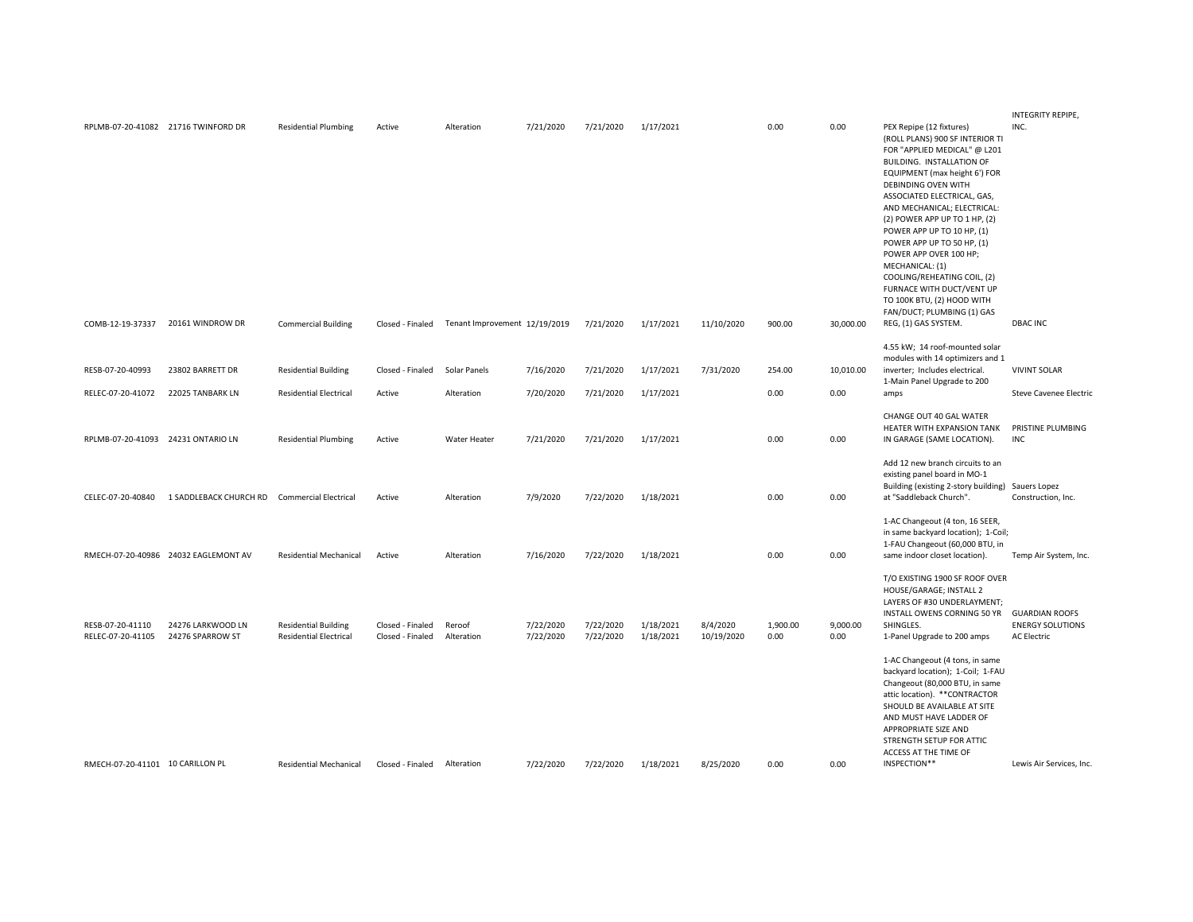| | | | | | | | | | | | | |
|---|---|---|---|---|---|---|---|---|---|---|---|---|
| RPLMB-07-20-41082 | 21716 TWINFORD DR | Residential Plumbing | Active | Alteration | 7/21/2020 | 7/21/2020 | 1/17/2021 | | 0.00 | 0.00 | PEX Repipe (12 fixtures) | INTEGRITY REPIPE, INC. |
| COMB-12-19-37337 | 20161 WINDROW DR | Commercial Building | Closed - Finaled | Tenant Improvement | 12/19/2019 | 7/21/2020 | 1/17/2021 | 11/10/2020 | 900.00 | 30,000.00 | (ROLL PLANS) 900 SF INTERIOR TI FOR "APPLIED MEDICAL" @ L201 BUILDING. INSTALLATION OF EQUIPMENT (max height 6') FOR DEBINDING OVEN WITH ASSOCIATED ELECTRICAL, GAS, AND MECHANICAL; ELECTRICAL: (2) POWER APP UP TO 1 HP, (2) POWER APP UP TO 10 HP, (1) POWER APP UP TO 50 HP, (1) POWER APP OVER 100 HP; MECHANICAL: (1) COOLING/REHEATING COIL, (2) FURNACE WITH DUCT/VENT UP TO 100K BTU, (2) HOOD WITH FAN/DUCT; PLUMBING (1) GAS REG, (1) GAS SYSTEM. | DBAC INC |
| RESB-07-20-40993 | 23802 BARRETT DR | Residential Building | Closed - Finaled | Solar Panels | 7/16/2020 | 7/21/2020 | 1/17/2021 | 7/31/2020 | 254.00 | 10,010.00 | 4.55 kW; 14 roof-mounted solar modules with 14 optimizers and 1 inverter; Includes electrical. | VIVINT SOLAR |
| RELEC-07-20-41072 | 22025 TANBARK LN | Residential Electrical | Active | Alteration | 7/20/2020 | 7/21/2020 | 1/17/2021 | | 0.00 | 0.00 | 1-Main Panel Upgrade to 200 amps | Steve Cavenee Electric |
| RPLMB-07-20-41093 | 24231 ONTARIO LN | Residential Plumbing | Active | Water Heater | 7/21/2020 | 7/21/2020 | 1/17/2021 | | 0.00 | 0.00 | CHANGE OUT 40 GAL WATER HEATER WITH EXPANSION TANK IN GARAGE (SAME LOCATION). | PRISTINE PLUMBING INC |
| CELEC-07-20-40840 | 1 SADDLEBACK CHURCH RD | Commercial Electrical | Active | Alteration | 7/9/2020 | 7/22/2020 | 1/18/2021 | | 0.00 | 0.00 | Add 12 new branch circuits to an existing panel board in MO-1 Building (existing 2-story building) at "Saddleback Church". | Sauers Lopez Construction, Inc. |
| RMECH-07-20-40986 | 24032 EAGLEMONT AV | Residential Mechanical | Active | Alteration | 7/16/2020 | 7/22/2020 | 1/18/2021 | | 0.00 | 0.00 | 1-AC Changeout (4 ton, 16 SEER, in same backyard location); 1-Coil; 1-FAU Changeout (60,000 BTU, in same indoor closet location). | Temp Air System, Inc. |
| RESB-07-20-41110 | 24276 LARKWOOD LN | Residential Building | Closed - Finaled | Reroof | 7/22/2020 | 7/22/2020 | 1/18/2021 | 8/4/2020 | 1,900.00 | 9,000.00 | T/O EXISTING 1900 SF ROOF OVER HOUSE/GARAGE; INSTALL 2 LAYERS OF #30 UNDERLAYMENT; INSTALL OWENS CORNING 50 YR SHINGLES. | GUARDIAN ROOFS ENERGY SOLUTIONS |
| RELEC-07-20-41105 | 24276 SPARROW ST | Residential Electrical | Closed - Finaled | Alteration | 7/22/2020 | 7/22/2020 | 1/18/2021 | 10/19/2020 | 0.00 | 0.00 | 1-Panel Upgrade to 200 amps | AC Electric |
| RMECH-07-20-41101 | 10 CARILLON PL | Residential Mechanical | Closed - Finaled | Alteration | 7/22/2020 | 7/22/2020 | 1/18/2021 | 8/25/2020 | 0.00 | 0.00 | 1-AC Changeout (4 tons, in same backyard location); 1-Coil; 1-FAU Changeout (80,000 BTU, in same attic location). **CONTRACTOR SHOULD BE AVAILABLE AT SITE AND MUST HAVE LADDER OF APPROPRIATE SIZE AND STRENGTH SETUP FOR ATTIC ACCESS AT THE TIME OF INSPECTION** | Lewis Air Services, Inc. |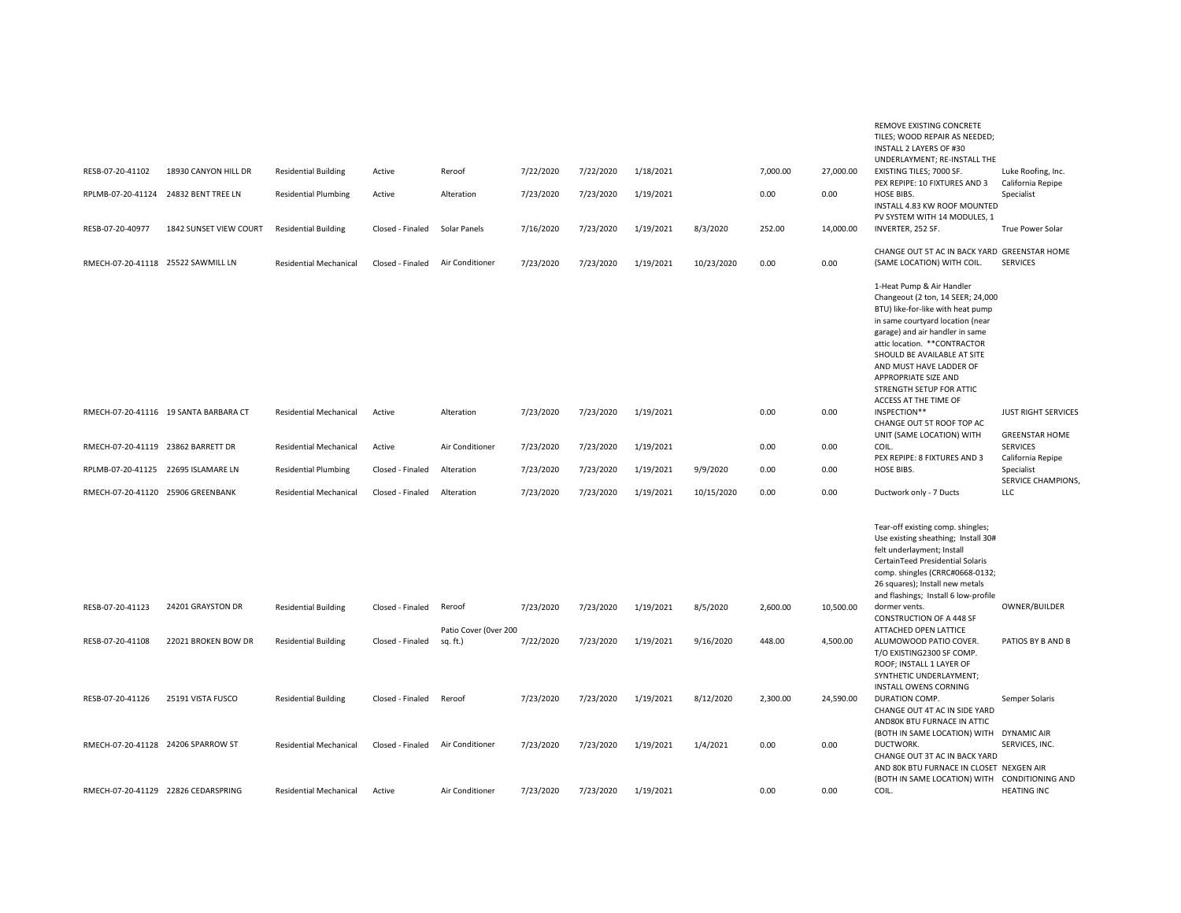| | | | | | | | | | | | | |
|---|---|---|---|---|---|---|---|---|---|---|---|---|
| RESB-07-20-41102 | 18930 CANYON HILL DR | Residential Building | Active | Reroof | 7/22/2020 | 7/22/2020 | 1/18/2021 | | 7,000.00 | 27,000.00 | REMOVE EXISTING CONCRETE TILES; WOOD REPAIR AS NEEDED; INSTALL 2 LAYERS OF #30 UNDERLAYMENT; RE-INSTALL THE EXISTING TILES; 7000 SF. | Luke Roofing, Inc. |
| RPLMB-07-20-41124 | 24832 BENT TREE LN | Residential Plumbing | Active | Alteration | 7/23/2020 | 7/23/2020 | 1/19/2021 | | 0.00 | 0.00 | PEX REPIPE: 10 FIXTURES AND 3 HOSE BIBS. | California Repipe Specialist |
| RESB-07-20-40977 | 1842 SUNSET VIEW COURT | Residential Building | Closed - Finaled | Solar Panels | 7/16/2020 | 7/23/2020 | 1/19/2021 | 8/3/2020 | 252.00 | 14,000.00 | INSTALL 4.83 KW ROOF MOUNTED PV SYSTEM WITH 14 MODULES, 1 INVERTER, 252 SF. | True Power Solar |
| RMECH-07-20-41118 | 25522 SAWMILL LN | Residential Mechanical | Closed - Finaled | Air Conditioner | 7/23/2020 | 7/23/2020 | 1/19/2021 | 10/23/2020 | 0.00 | 0.00 | CHANGE OUT 5T AC IN BACK YARD (SAME LOCATION) WITH COIL. | GREENSTAR HOME SERVICES |
| RMECH-07-20-41116 | 19 SANTA BARBARA CT | Residential Mechanical | Active | Alteration | 7/23/2020 | 7/23/2020 | 1/19/2021 | | 0.00 | 0.00 | 1-Heat Pump & Air Handler Changeout (2 ton, 14 SEER; 24,000 BTU) like-for-like with heat pump in same courtyard location (near garage) and air handler in same attic location. **CONTRACTOR SHOULD BE AVAILABLE AT SITE AND MUST HAVE LADDER OF APPROPRIATE SIZE AND STRENGTH SETUP FOR ATTIC ACCESS AT THE TIME OF INSPECTION** | JUST RIGHT SERVICES |
| RMECH-07-20-41119 | 23862 BARRETT DR | Residential Mechanical | Active | Air Conditioner | 7/23/2020 | 7/23/2020 | 1/19/2021 | | 0.00 | 0.00 | CHANGE OUT 5T ROOF TOP AC UNIT (SAME LOCATION) WITH COIL. | GREENSTAR HOME SERVICES |
| RPLMB-07-20-41125 | 22695 ISLAMARE LN | Residential Plumbing | Closed - Finaled | Alteration | 7/23/2020 | 7/23/2020 | 1/19/2021 | 9/9/2020 | 0.00 | 0.00 | PEX REPIPE: 8 FIXTURES AND 3 HOSE BIBS. | California Repipe Specialist |
| RMECH-07-20-41120 | 25906 GREENBANK | Residential Mechanical | Closed - Finaled | Alteration | 7/23/2020 | 7/23/2020 | 1/19/2021 | 10/15/2020 | 0.00 | 0.00 | Ductwork only - 7 Ducts | SERVICE CHAMPIONS, LLC |
| RESB-07-20-41123 | 24201 GRAYSTON DR | Residential Building | Closed - Finaled | Reroof | 7/23/2020 | 7/23/2020 | 1/19/2021 | 8/5/2020 | 2,600.00 | 10,500.00 | Tear-off existing comp. shingles; Use existing sheathing; Install 30# felt underlayment; Install CertainTeed Presidential Solaris comp. shingles (CRRC#0668-0132; 26 squares); Install new metals and flashings; Install 6 low-profile dormer vents. | OWNER/BUILDER |
| RESB-07-20-41108 | 22021 BROKEN BOW DR | Residential Building | Closed - Finaled | Patio Cover (0ver 200 sq. ft.) | 7/22/2020 | 7/23/2020 | 1/19/2021 | 9/16/2020 | 448.00 | 4,500.00 | CONSTRUCTION OF A 448 SF ATTACHED OPEN LATTICE ALUMOWOOD PATIO COVER. | PATIOS BY B AND B |
| RESB-07-20-41126 | 25191 VISTA FUSCO | Residential Building | Closed - Finaled | Reroof | 7/23/2020 | 7/23/2020 | 1/19/2021 | 8/12/2020 | 2,300.00 | 24,590.00 | T/O EXISTING2300 SF COMP. ROOF; INSTALL 1 LAYER OF SYNTHETIC UNDERLAYMENT; INSTALL OWENS CORNING DURATION COMP. | Semper Solaris |
| RMECH-07-20-41128 | 24206 SPARROW ST | Residential Mechanical | Closed - Finaled | Air Conditioner | 7/23/2020 | 7/23/2020 | 1/19/2021 | 1/4/2021 | 0.00 | 0.00 | CHANGE OUT 4T AC IN SIDE YARD AND80K BTU FURNACE IN ATTIC (BOTH IN SAME LOCATION) WITH DUCTWORK. | DYNAMIC AIR SERVICES, INC. |
| RMECH-07-20-41129 | 22826 CEDARSPRING | Residential Mechanical | Active | Air Conditioner | 7/23/2020 | 7/23/2020 | 1/19/2021 | | 0.00 | 0.00 | CHANGE OUT 3T AC IN BACK YARD AND 80K BTU FURNACE IN CLOSET (BOTH IN SAME LOCATION) WITH COIL. | NEXGEN AIR CONDITIONING AND HEATING INC |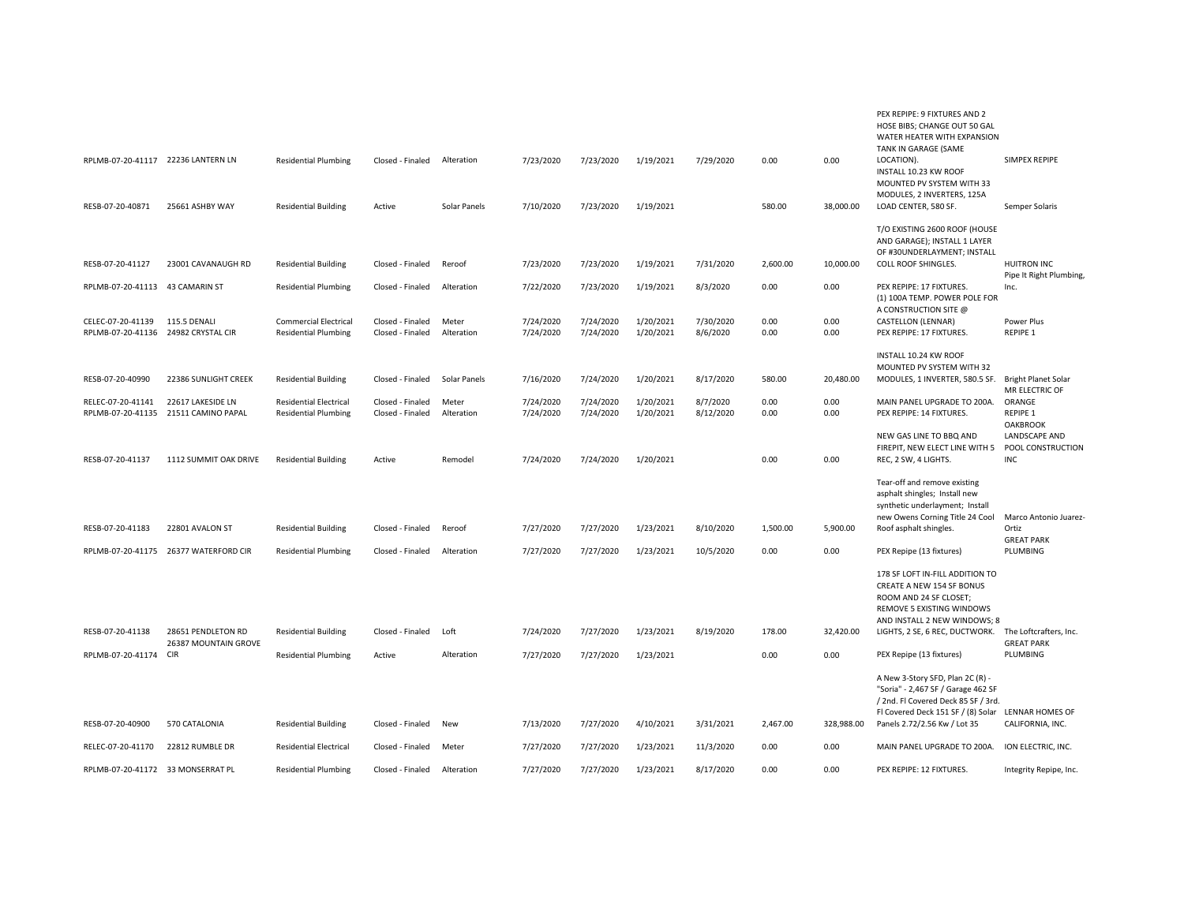| | | | | | | | | | | | | |
|---|---|---|---|---|---|---|---|---|---|---|---|---|
| RPLMB-07-20-41117 | 22236 LANTERN LN | Residential Plumbing | Closed - Finaled | Alteration | 7/23/2020 | 7/23/2020 | 1/19/2021 | 7/29/2020 | 0.00 | 0.00 | PEX REPIPE: 9 FIXTURES AND 2 HOSE BIBS; CHANGE OUT 50 GAL WATER HEATER WITH EXPANSION TANK IN GARAGE (SAME LOCATION). | SIMPEX REPIPE |
| RESB-07-20-40871 | 25661 ASHBY WAY | Residential Building | Active | Solar Panels | 7/10/2020 | 7/23/2020 | 1/19/2021 | | 580.00 | 38,000.00 | INSTALL 10.23 KW ROOF MOUNTED PV SYSTEM WITH 33 MODULES, 2 INVERTERS, 125A LOAD CENTER, 580 SF. | Semper Solaris |
| RESB-07-20-41127 | 23001 CAVANAUGH RD | Residential Building | Closed - Finaled | Reroof | 7/23/2020 | 7/23/2020 | 1/19/2021 | 7/31/2020 | 2,600.00 | 10,000.00 | T/O EXISTING 2600 ROOF (HOUSE AND GARAGE); INSTALL 1 LAYER OF #30UNDERLAYMENT; INSTALL COLL ROOF SHINGLES. | HUITRON INC |
| RPLMB-07-20-41113 | 43 CAMARIN ST | Residential Plumbing | Closed - Finaled | Alteration | 7/22/2020 | 7/23/2020 | 1/19/2021 | 8/3/2020 | 0.00 | 0.00 | PEX REPIPE: 17 FIXTURES. | Pipe It Right Plumbing, Inc. |
| CELEC-07-20-41139 | 115.5 DENALI | Commercial Electrical | Closed - Finaled | Meter | 7/24/2020 | 7/24/2020 | 1/20/2021 | 7/30/2020 | 0.00 | 0.00 | (1) 100A TEMP. POWER POLE FOR A CONSTRUCTION SITE @ CASTELLON (LENNAR) | Power Plus |
| RPLMB-07-20-41136 | 24982 CRYSTAL CIR | Residential Plumbing | Closed - Finaled | Alteration | 7/24/2020 | 7/24/2020 | 1/20/2021 | 8/6/2020 | 0.00 | 0.00 | PEX REPIPE: 17 FIXTURES. | REPIPE 1 |
| RESB-07-20-40990 | 22386 SUNLIGHT CREEK | Residential Building | Closed - Finaled | Solar Panels | 7/16/2020 | 7/24/2020 | 1/20/2021 | 8/17/2020 | 580.00 | 20,480.00 | INSTALL 10.24 KW ROOF MOUNTED PV SYSTEM WITH 32 MODULES, 1 INVERTER, 580.5 SF. | Bright Planet Solar |
| RELEC-07-20-41141 | 22617 LAKESIDE LN | Residential Electrical | Closed - Finaled | Meter | 7/24/2020 | 7/24/2020 | 1/20/2021 | 8/7/2020 | 0.00 | 0.00 | MAIN PANEL UPGRADE TO 200A. | MR ELECTRIC OF ORANGE |
| RPLMB-07-20-41135 | 21511 CAMINO PAPAL | Residential Plumbing | Closed - Finaled | Alteration | 7/24/2020 | 7/24/2020 | 1/20/2021 | 8/12/2020 | 0.00 | 0.00 | PEX REPIPE: 14 FIXTURES. | REPIPE 1 |
| RESB-07-20-41137 | 1112 SUMMIT OAK DRIVE | Residential Building | Active | Remodel | 7/24/2020 | 7/24/2020 | 1/20/2021 | | 0.00 | 0.00 | NEW GAS LINE TO BBQ AND FIREPIT, NEW ELECT LINE WITH 5 REC, 2 SW, 4 LIGHTS. | OAKBROOK LANDSCAPE AND POOL CONSTRUCTION INC |
| RESB-07-20-41183 | 22801 AVALON ST | Residential Building | Closed - Finaled | Reroof | 7/27/2020 | 7/27/2020 | 1/23/2021 | 8/10/2020 | 1,500.00 | 5,900.00 | Tear-off and remove existing asphalt shingles; Install new synthetic underlayment; Install new Owens Corning Title 24 Cool Roof asphalt shingles. | Marco Antonio Juarez-Ortiz |
| RPLMB-07-20-41175 | 26377 WATERFORD CIR | Residential Plumbing | Closed - Finaled | Alteration | 7/27/2020 | 7/27/2020 | 1/23/2021 | 10/5/2020 | 0.00 | 0.00 | PEX Repipe (13 fixtures) | GREAT PARK PLUMBING |
| RESB-07-20-41138 | 28651 PENDLETON RD | Residential Building | Closed - Finaled | Loft | 7/24/2020 | 7/27/2020 | 1/23/2021 | 8/19/2020 | 178.00 | 32,420.00 | 178 SF LOFT IN-FILL ADDITION TO CREATE A NEW 154 SF BONUS ROOM AND 24 SF CLOSET; REMOVE 5 EXISTING WINDOWS AND INSTALL 2 NEW WINDOWS; 8 LIGHTS, 2 SE, 6 REC, DUCTWORK. | The Loftcrafters, Inc. |
| RPLMB-07-20-41174 | 26387 MOUNTAIN GROVE CIR | Residential Plumbing | Active | Alteration | 7/27/2020 | 7/27/2020 | 1/23/2021 | | 0.00 | 0.00 | PEX Repipe (13 fixtures) | GREAT PARK PLUMBING |
| RESB-07-20-40900 | 570 CATALONIA | Residential Building | Closed - Finaled | New | 7/13/2020 | 7/27/2020 | 4/10/2021 | 3/31/2021 | 2,467.00 | 328,988.00 | A New 3-Story SFD, Plan 2C (R) - "Soria" - 2,467 SF / Garage 462 SF / 2nd. Fl Covered Deck 85 SF / 3rd. Fl Covered Deck 151 SF / (8) Solar Panels 2.72/2.56 Kw / Lot 35 | LENNAR HOMES OF CALIFORNIA, INC. |
| RELEC-07-20-41170 | 22812 RUMBLE DR | Residential Electrical | Closed - Finaled | Meter | 7/27/2020 | 7/27/2020 | 1/23/2021 | 11/3/2020 | 0.00 | 0.00 | MAIN PANEL UPGRADE TO 200A. | ION ELECTRIC, INC. |
| RPLMB-07-20-41172 | 33 MONSERRAT PL | Residential Plumbing | Closed - Finaled | Alteration | 7/27/2020 | 7/27/2020 | 1/23/2021 | 8/17/2020 | 0.00 | 0.00 | PEX REPIPE: 12 FIXTURES. | Integrity Repipe, Inc. |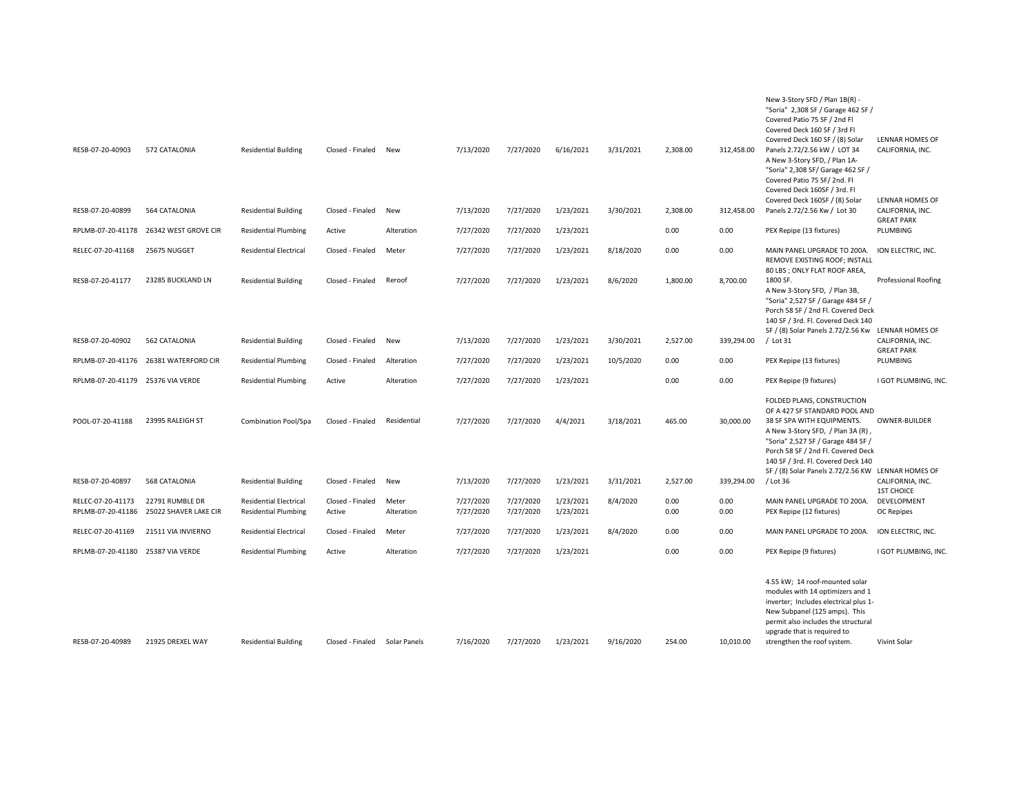| | | | | | | | | | | | | |
|---|---|---|---|---|---|---|---|---|---|---|---|---|
| RESB-07-20-40903 | 572 CATALONIA | Residential Building | Closed - Finaled | New | 7/13/2020 | 7/27/2020 | 6/16/2021 | 3/31/2021 | 2,308.00 | 312,458.00 | New 3-Story SFD / Plan 1B(R) - "Soria" 2,308 SF / Garage 462 SF / Covered Patio 75 SF / 2nd Fl Covered Deck 160 SF / 3rd Fl Covered Deck 160 SF / (8) Solar Panels 2.72/2.56 kW / LOT 34 | LENNAR HOMES OF CALIFORNIA, INC. |
| RESB-07-20-40899 | 564 CATALONIA | Residential Building | Closed - Finaled | New | 7/13/2020 | 7/27/2020 | 1/23/2021 | 3/30/2021 | 2,308.00 | 312,458.00 | A New 3-Story SFD, / Plan 1A- "Soria" 2,308 SF/ Garage 462 SF / Covered Patio 75 SF/ 2nd. Fl Covered Deck 160SF / 3rd. Fl Covered Deck 160SF / (8) Solar Panels 2.72/2.56 Kw / Lot 30 | LENNAR HOMES OF CALIFORNIA, INC. |
| RPLMB-07-20-41178 | 26342 WEST GROVE CIR | Residential Plumbing | Active | Alteration | 7/27/2020 | 7/27/2020 | 1/23/2021 | | 0.00 | 0.00 | PEX Repipe (13 fixtures) | GREAT PARK PLUMBING |
| RELEC-07-20-41168 | 25675 NUGGET | Residential Electrical | Closed - Finaled | Meter | 7/27/2020 | 7/27/2020 | 1/23/2021 | 8/18/2020 | 0.00 | 0.00 | MAIN PANEL UPGRADE TO 200A. | ION ELECTRIC, INC. |
| RESB-07-20-41177 | 23285 BUCKLAND LN | Residential Building | Closed - Finaled | Reroof | 7/27/2020 | 7/27/2020 | 1/23/2021 | 8/6/2020 | 1,800.00 | 8,700.00 | REMOVE EXISTING ROOF; INSTALL 80 LBS ; ONLY FLAT ROOF AREA, 1800 SF. | Professional Roofing |
| RESB-07-20-40902 | 562 CATALONIA | Residential Building | Closed - Finaled | New | 7/13/2020 | 7/27/2020 | 1/23/2021 | 3/30/2021 | 2,527.00 | 339,294.00 | A New 3-Story SFD, / Plan 3B, "Soria" 2,527 SF / Garage 484 SF / Porch 58 SF / 2nd Fl. Covered Deck 140 SF / 3rd. Fl. Covered Deck 140 SF / (8) Solar Panels 2.72/2.56 Kw / Lot 31 | LENNAR HOMES OF CALIFORNIA, INC. |
| RPLMB-07-20-41176 | 26381 WATERFORD CIR | Residential Plumbing | Closed - Finaled | Alteration | 7/27/2020 | 7/27/2020 | 1/23/2021 | 10/5/2020 | 0.00 | 0.00 | PEX Repipe (13 fixtures) | GREAT PARK PLUMBING |
| RPLMB-07-20-41179 | 25376 VIA VERDE | Residential Plumbing | Active | Alteration | 7/27/2020 | 7/27/2020 | 1/23/2021 | | 0.00 | 0.00 | PEX Repipe (9 fixtures) | I GOT PLUMBING, INC. |
| POOL-07-20-41188 | 23995 RALEIGH ST | Combination Pool/Spa | Closed - Finaled | Residential | 7/27/2020 | 7/27/2020 | 4/4/2021 | 3/18/2021 | 465.00 | 30,000.00 | FOLDED PLANS, CONSTRUCTION OF A 427 SF STANDARD POOL AND 38 SF SPA WITH EQUIPMENTS. | OWNER-BUILDER |
| RESB-07-20-40897 | 568 CATALONIA | Residential Building | Closed - Finaled | New | 7/13/2020 | 7/27/2020 | 1/23/2021 | 3/31/2021 | 2,527.00 | 339,294.00 | A New 3-Story SFD, / Plan 3A (R) , "Soria" 2,527 SF / Garage 484 SF / Porch 58 SF / 2nd Fl. Covered Deck 140 SF / 3rd. Fl. Covered Deck 140 SF / (8) Solar Panels 2.72/2.56 KW / Lot 36 | LENNAR HOMES OF CALIFORNIA, INC. |
| RELEC-07-20-41173 | 22791 RUMBLE DR | Residential Electrical | Closed - Finaled | Meter | 7/27/2020 | 7/27/2020 | 1/23/2021 | 8/4/2020 | 0.00 | 0.00 | MAIN PANEL UPGRADE TO 200A. | 1ST CHOICE DEVELOPMENT |
| RPLMB-07-20-41186 | 25022 SHAVER LAKE CIR | Residential Plumbing | Active | Alteration | 7/27/2020 | 7/27/2020 | 1/23/2021 | | 0.00 | 0.00 | PEX Repipe (12 fixtures) | OC Repipes |
| RELEC-07-20-41169 | 21511 VIA INVIERNO | Residential Electrical | Closed - Finaled | Meter | 7/27/2020 | 7/27/2020 | 1/23/2021 | 8/4/2020 | 0.00 | 0.00 | MAIN PANEL UPGRADE TO 200A. | ION ELECTRIC, INC. |
| RPLMB-07-20-41180 | 25387 VIA VERDE | Residential Plumbing | Active | Alteration | 7/27/2020 | 7/27/2020 | 1/23/2021 | | 0.00 | 0.00 | PEX Repipe (9 fixtures) | I GOT PLUMBING, INC. |
| RESB-07-20-40989 | 21925 DREXEL WAY | Residential Building | Closed - Finaled | Solar Panels | 7/16/2020 | 7/27/2020 | 1/23/2021 | 9/16/2020 | 254.00 | 10,010.00 | 4.55 kW; 14 roof-mounted solar modules with 14 optimizers and 1 inverter; Includes electrical plus 1-New Subpanel (125 amps). This permit also includes the structural upgrade that is required to strengthen the roof system. | Vivint Solar |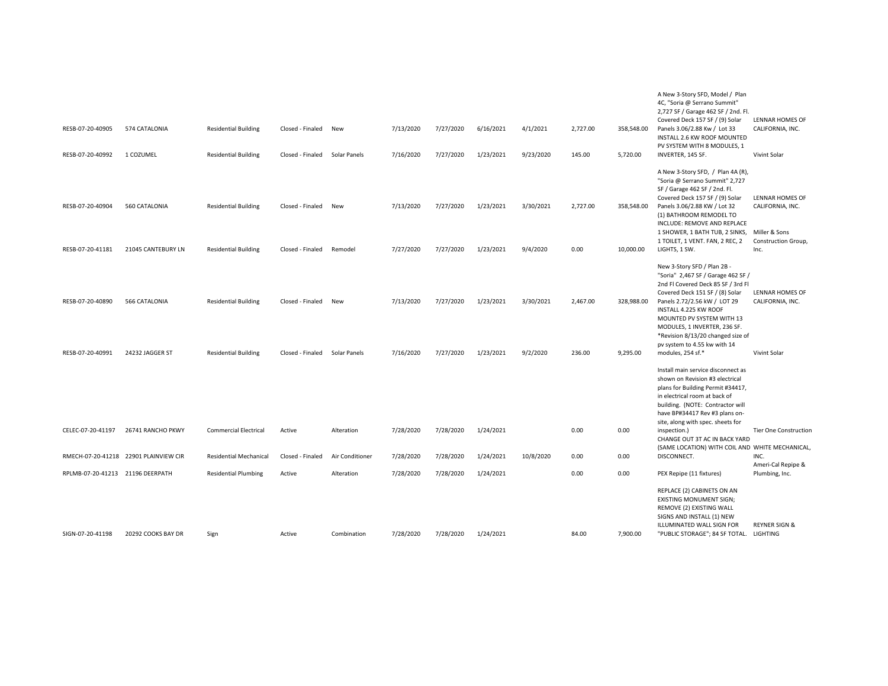| | | | | | | | | | | | | |
|---|---|---|---|---|---|---|---|---|---|---|---|---|
| RESB-07-20-40905 | 574 CATALONIA | Residential Building | Closed - Finaled | New | 7/13/2020 | 7/27/2020 | 6/16/2021 | 4/1/2021 | 2,727.00 | 358,548.00 | A New 3-Story SFD, Model / Plan 4C, "Soria @ Serrano Summit" 2,727 SF / Garage 462 SF / 2nd. Fl. Covered Deck 157 SF / (9) Solar Panels 3.06/2.88 Kw / Lot 33 | LENNAR HOMES OF CALIFORNIA, INC. |
| RESB-07-20-40992 | 1 COZUMEL | Residential Building | Closed - Finaled | Solar Panels | 7/16/2020 | 7/27/2020 | 1/23/2021 | 9/23/2020 | 145.00 | 5,720.00 | INSTALL 2.6 KW ROOF MOUNTED PV SYSTEM WITH 8 MODULES, 1 INVERTER, 145 SF. | Vivint Solar |
| RESB-07-20-40904 | 560 CATALONIA | Residential Building | Closed - Finaled | New | 7/13/2020 | 7/27/2020 | 1/23/2021 | 3/30/2021 | 2,727.00 | 358,548.00 | A New 3-Story SFD, / Plan 4A (R), "Soria @ Serrano Summit" 2,727 SF / Garage 462 SF / 2nd. Fl. Covered Deck 157 SF / (9) Solar Panels 3.06/2.88 KW / Lot 32 | LENNAR HOMES OF CALIFORNIA, INC. |
| RESB-07-20-41181 | 21045 CANTEBURY LN | Residential Building | Closed - Finaled | Remodel | 7/27/2020 | 7/27/2020 | 1/23/2021 | 9/4/2020 | 0.00 | 10,000.00 | (1) BATHROOM REMODEL TO INCLUDE: REMOVE AND REPLACE 1 SHOWER, 1 BATH TUB, 2 SINKS, 1 TOILET, 1 VENT. FAN, 2 REC, 2 LIGHTS, 1 SW. | Miller & Sons Construction Group, Inc. |
| RESB-07-20-40890 | 566 CATALONIA | Residential Building | Closed - Finaled | New | 7/13/2020 | 7/27/2020 | 1/23/2021 | 3/30/2021 | 2,467.00 | 328,988.00 | New 3-Story SFD / Plan 2B - "Soria" 2,467 SF / Garage 462 SF / 2nd Fl Covered Deck 85 SF / 3rd Fl Covered Deck 151 SF / (8) Solar Panels 2.72/2.56 kW / LOT 29 | LENNAR HOMES OF CALIFORNIA, INC. |
| RESB-07-20-40991 | 24232 JAGGER ST | Residential Building | Closed - Finaled | Solar Panels | 7/16/2020 | 7/27/2020 | 1/23/2021 | 9/2/2020 | 236.00 | 9,295.00 | INSTALL 4.225 KW ROOF MOUNTED PV SYSTEM WITH 13 MODULES, 1 INVERTER, 236 SF. *Revision 8/13/20 changed size of pv system to 4.55 kw with 14 modules, 254 sf.* | Vivint Solar |
| CELEC-07-20-41197 | 26741 RANCHO PKWY | Commercial Electrical | Active | Alteration | 7/28/2020 | 7/28/2020 | 1/24/2021 | | 0.00 | 0.00 | Install main service disconnect as shown on Revision #3 electrical plans for Building Permit #34417, in electrical room at back of building. (NOTE: Contractor will have BP#34417 Rev #3 plans on-site, along with spec. sheets for inspection.) | Tier One Construction |
| RMECH-07-20-41218 | 22901 PLAINVIEW CIR | Residential Mechanical | Closed - Finaled | Air Conditioner | 7/28/2020 | 7/28/2020 | 1/24/2021 | 10/8/2020 | 0.00 | 0.00 | CHANGE OUT 3T AC IN BACK YARD (SAME LOCATION) WITH COIL AND DISCONNECT. | WHITE MECHANICAL, INC. |
| RPLMB-07-20-41213 | 21196 DEERPATH | Residential Plumbing | Active | Alteration | 7/28/2020 | 7/28/2020 | 1/24/2021 | | 0.00 | 0.00 | PEX Repipe (11 fixtures) | Ameri-Cal Repipe & Plumbing, Inc. |
| SIGN-07-20-41198 | 20292 COOKS BAY DR | Sign | Active | Combination | 7/28/2020 | 7/28/2020 | 1/24/2021 | | 84.00 | 7,900.00 | REPLACE (2) CABINETS ON AN EXISTING MONUMENT SIGN; REMOVE (2) EXISTING WALL SIGNS AND INSTALL (1) NEW ILLUMINATED WALL SIGN FOR "PUBLIC STORAGE"; 84 SF TOTAL. | REYNER SIGN & LIGHTING |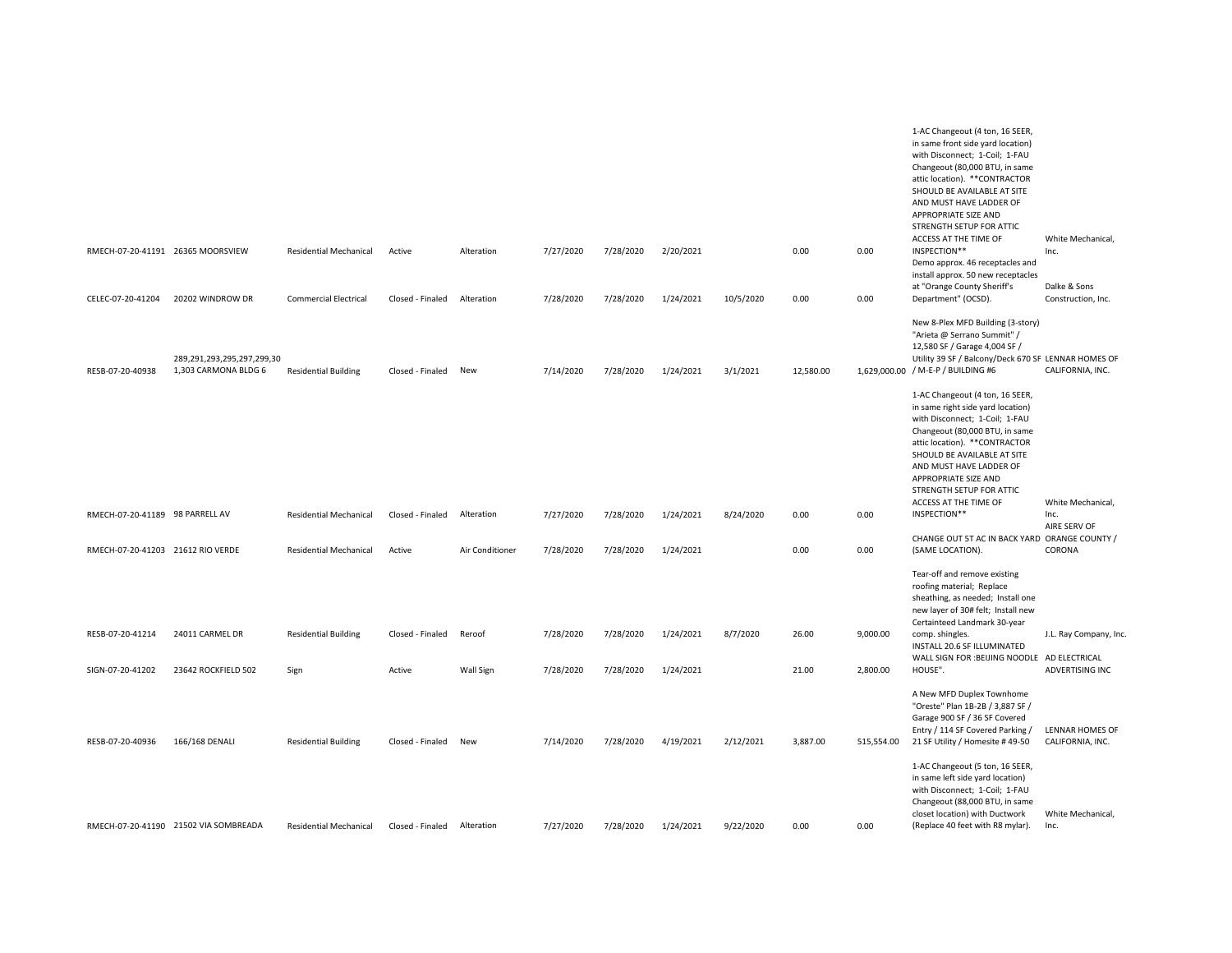| | | | | | | | | | | | | |
|---|---|---|---|---|---|---|---|---|---|---|---|---|
| RMECH-07-20-41191 | 26365 MOORSVIEW | Residential Mechanical | Active | Alteration | 7/27/2020 | 7/28/2020 | 2/20/2021 | | 0.00 | 0.00 | 1-AC Changeout (4 ton, 16 SEER, in same front side yard location) with Disconnect; 1-Coil; 1-FAU Changeout (80,000 BTU, in same attic location). **CONTRACTOR SHOULD BE AVAILABLE AT SITE AND MUST HAVE LADDER OF APPROPRIATE SIZE AND STRENGTH SETUP FOR ATTIC ACCESS AT THE TIME OF INSPECTION** | White Mechanical, Inc. |
| CELEC-07-20-41204 | 20202 WINDROW DR | Commercial Electrical | Closed - Finaled | Alteration | 7/28/2020 | 7/28/2020 | 1/24/2021 | 10/5/2020 | 0.00 | 0.00 | Demo approx. 46 receptacles and install approx. 50 new receptacles at "Orange County Sheriff's Department" (OCSD). | Dalke & Sons Construction, Inc. |
| RESB-07-20-40938 | 289,291,293,295,297,299,301,303 CARMONA BLDG 6 | Residential Building | Closed - Finaled | New | 7/14/2020 | 7/28/2020 | 1/24/2021 | 3/1/2021 | 12,580.00 | 1,629,000.00 | New 8-Plex MFD Building (3-story) "Arieta @ Serrano Summit" / 12,580 SF / Garage 4,004 SF / Utility 39 SF / Balcony/Deck 670 SF / M-E-P / BUILDING #6 | LENNAR HOMES OF CALIFORNIA, INC. |
| RMECH-07-20-41189 | 98 PARRELL AV | Residential Mechanical | Closed - Finaled | Alteration | 7/27/2020 | 7/28/2020 | 1/24/2021 | 8/24/2020 | 0.00 | 0.00 | 1-AC Changeout (4 ton, 16 SEER, in same right side yard location) with Disconnect; 1-Coil; 1-FAU Changeout (80,000 BTU, in same attic location). **CONTRACTOR SHOULD BE AVAILABLE AT SITE AND MUST HAVE LADDER OF APPROPRIATE SIZE AND STRENGTH SETUP FOR ATTIC ACCESS AT THE TIME OF INSPECTION** | White Mechanical, Inc. |
| RMECH-07-20-41203 | 21612 RIO VERDE | Residential Mechanical | Active | Air Conditioner | 7/28/2020 | 7/28/2020 | 1/24/2021 | | 0.00 | 0.00 | CHANGE OUT 5T AC IN BACK YARD (SAME LOCATION). | AIRE SERV OF ORANGE COUNTY / CORONA |
| RESB-07-20-41214 | 24011 CARMEL DR | Residential Building | Closed - Finaled | Reroof | 7/28/2020 | 7/28/2020 | 1/24/2021 | 8/7/2020 | 26.00 | 9,000.00 | Tear-off and remove existing roofing material; Replace sheathing, as needed; Install one new layer of 30# felt; Install new Certainteed Landmark 30-year comp. shingles. | J.L. Ray Company, Inc. |
| SIGN-07-20-41202 | 23642 ROCKFIELD 502 | Sign | Active | Wall Sign | 7/28/2020 | 7/28/2020 | 1/24/2021 | | 21.00 | 2,800.00 | INSTALL 20.6 SF ILLUMINATED WALL SIGN FOR :BEIJING NOODLE HOUSE". | AD ELECTRICAL ADVERTISING INC |
| RESB-07-20-40936 | 166/168 DENALI | Residential Building | Closed - Finaled | New | 7/14/2020 | 7/28/2020 | 4/19/2021 | 2/12/2021 | 3,887.00 | 515,554.00 | A New MFD Duplex Townhome "Oreste" Plan 1B-2B / 3,887 SF / Garage 900 SF / 36 SF Covered Entry / 114 SF Covered Parking / 21 SF Utility / Homesite # 49-50 | LENNAR HOMES OF CALIFORNIA, INC. |
| RMECH-07-20-41190 | 21502 VIA SOMBREADA | Residential Mechanical | Closed - Finaled | Alteration | 7/27/2020 | 7/28/2020 | 1/24/2021 | 9/22/2020 | 0.00 | 0.00 | 1-AC Changeout (5 ton, 16 SEER, in same left side yard location) with Disconnect; 1-Coil; 1-FAU Changeout (88,000 BTU, in same closet location) with Ductwork (Replace 40 feet with R8 mylar). | White Mechanical, Inc. |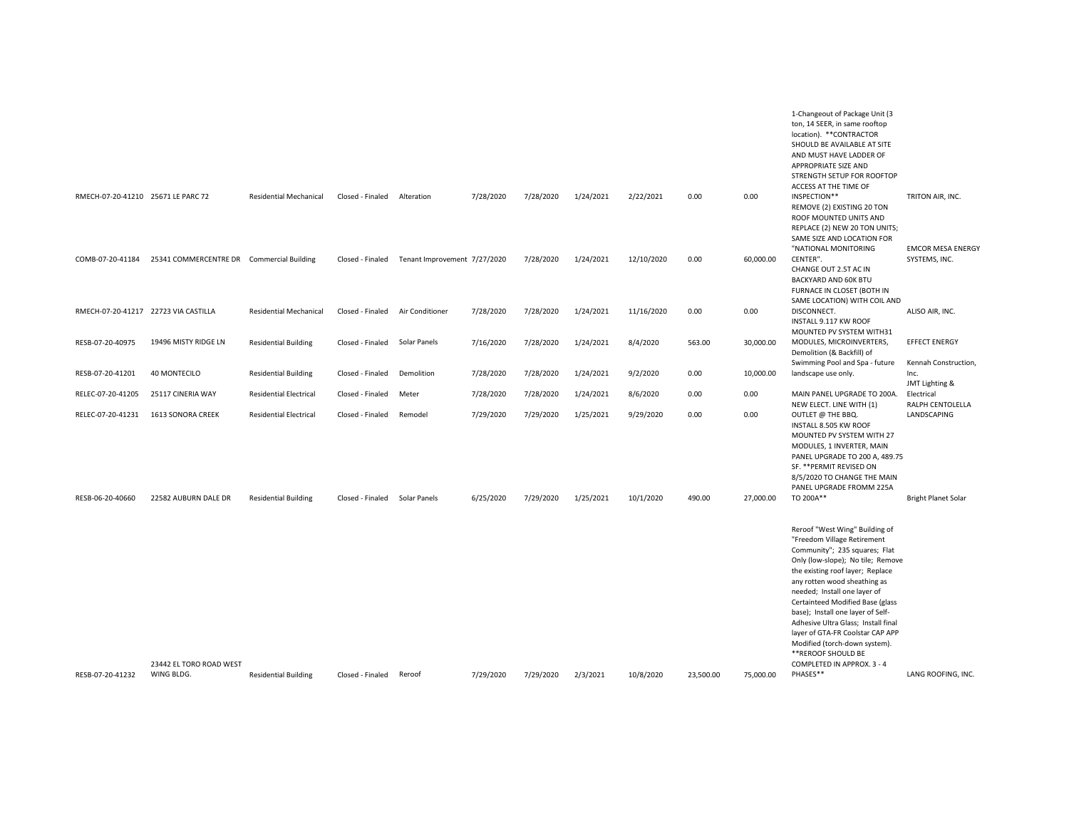| | | | | | | | | | | | | |
|---|---|---|---|---|---|---|---|---|---|---|---|---|
| RMECH-07-20-41210 | 25671 LE PARC 72 | Residential Mechanical | Closed - Finaled | Alteration | 7/28/2020 | 7/28/2020 | 1/24/2021 | 2/22/2021 | 0.00 | 0.00 | 1-Changeout of Package Unit (3 ton, 14 SEER, in same rooftop location). **CONTRACTOR SHOULD BE AVAILABLE AT SITE AND MUST HAVE LADDER OF APPROPRIATE SIZE AND STRENGTH SETUP FOR ROOFTOP ACCESS AT THE TIME OF INSPECTION** | TRITON AIR, INC. |
| COMB-07-20-41184 | 25341 COMMERCENTRE DR | Commercial Building | Closed - Finaled | Tenant Improvement | 7/27/2020 | 7/28/2020 | 1/24/2021 | 12/10/2020 | 0.00 | 60,000.00 | REMOVE (2) EXISTING 20 TON ROOF MOUNTED UNITS AND REPLACE (2) NEW 20 TON UNITS; SAME SIZE AND LOCATION FOR "NATIONAL MONITORING CENTER". | EMCOR MESA ENERGY SYSTEMS, INC. |
| RMECH-07-20-41217 | 22723 VIA CASTILLA | Residential Mechanical | Closed - Finaled | Air Conditioner | 7/28/2020 | 7/28/2020 | 1/24/2021 | 11/16/2020 | 0.00 | 0.00 | CHANGE OUT 2.5T AC IN BACKYARD AND 60K BTU FURNACE IN CLOSET (BOTH IN SAME LOCATION) WITH COIL AND DISCONNECT. | ALISO AIR, INC. |
| RESB-07-20-40975 | 19496 MISTY RIDGE LN | Residential Building | Closed - Finaled | Solar Panels | 7/16/2020 | 7/28/2020 | 1/24/2021 | 8/4/2020 | 563.00 | 30,000.00 | INSTALL 9.117 KW ROOF MOUNTED PV SYSTEM WITH31 MODULES, MICROINVERTERS, | EFFECT ENERGY |
| RESB-07-20-41201 | 40 MONTECILO | Residential Building | Closed - Finaled | Demolition | 7/28/2020 | 7/28/2020 | 1/24/2021 | 9/2/2020 | 0.00 | 10,000.00 | Demolition (& Backfill) of Swimming Pool and Spa - future landscape use only. | Kennah Construction, Inc. |
| RELEC-07-20-41205 | 25117 CINERIA WAY | Residential Electrical | Closed - Finaled | Meter | 7/28/2020 | 7/28/2020 | 1/24/2021 | 8/6/2020 | 0.00 | 0.00 | MAIN PANEL UPGRADE TO 200A. | JMT Lighting & Electrical |
| RELEC-07-20-41231 | 1613 SONORA CREEK | Residential Electrical | Closed - Finaled | Remodel | 7/29/2020 | 7/29/2020 | 1/25/2021 | 9/29/2020 | 0.00 | 0.00 | NEW ELECT. LINE WITH (1) OUTLET @ THE BBQ. | RALPH CENTOLELLA LANDSCAPING |
| RESB-06-20-40660 | 22582 AUBURN DALE DR | Residential Building | Closed - Finaled | Solar Panels | 6/25/2020 | 7/29/2020 | 1/25/2021 | 10/1/2020 | 490.00 | 27,000.00 | INSTALL 8.505 KW ROOF MOUNTED PV SYSTEM WITH 27 MODULES, 1 INVERTER, MAIN PANEL UPGRADE TO 200 A, 489.75 SF. **PERMIT REVISED ON 8/5/2020 TO CHANGE THE MAIN PANEL UPGRADE FROMM 225A TO 200A** | Bright Planet Solar |
| RESB-07-20-41232 | 23442 EL TORO ROAD WEST WING BLDG. | Residential Building | Closed - Finaled | Reroof | 7/29/2020 | 7/29/2020 | 2/3/2021 | 10/8/2020 | 23,500.00 | 75,000.00 | Reroof "West Wing" Building of "Freedom Village Retirement Community"; 235 squares; Flat Only (low-slope); No tile; Remove the existing roof layer; Replace any rotten wood sheathing as needed; Install one layer of Certainteed Modified Base (glass base); Install one layer of Self-Adhesive Ultra Glass; Install final layer of GTA-FR Coolstar CAP APP Modified (torch-down system). **REROOF SHOULD BE COMPLETED IN APPROX. 3 - 4 PHASES** | LANG ROOFING, INC. |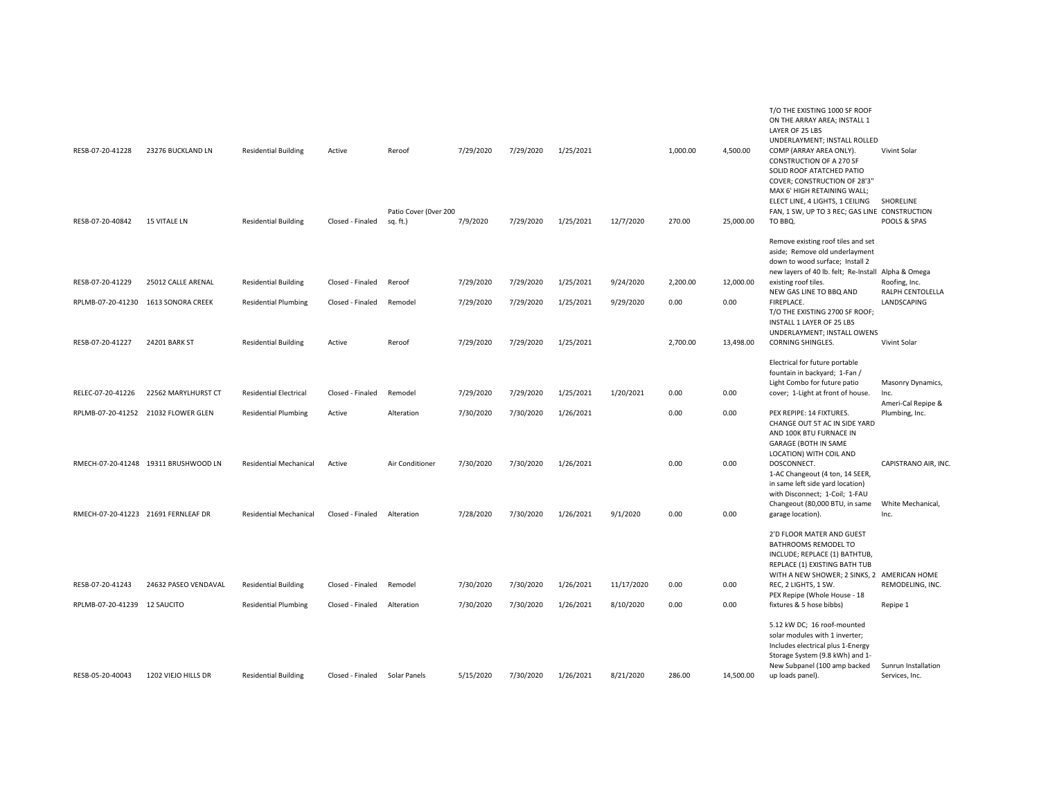| | | | | | | | | | | | | |
|---|---|---|---|---|---|---|---|---|---|---|---|---|
| RESB-07-20-41228 | 23276 BUCKLAND LN | Residential Building | Active | Reroof | 7/29/2020 | 7/29/2020 | 1/25/2021 | | 1,000.00 | 4,500.00 | T/O THE EXISTING 1000 SF ROOF ON THE ARRAY AREA; INSTALL 1 LAYER OF 25 LBS UNDERLAYMENT; INSTALL ROLLED COMP (ARRAY AREA ONLY). | Vivint Solar |
| RESB-07-20-40842 | 15 VITALE LN | Residential Building | Closed - Finaled | Patio Cover (0ver 200 sq. ft.) | 7/9/2020 | 7/29/2020 | 1/25/2021 | 12/7/2020 | 270.00 | 25,000.00 | CONSTRUCTION OF A 270 SF SOLID ROOF ATATCHED PATIO COVER; CONSTRUCTION OF 28'3" MAX 6' HIGH RETAINING WALL; ELECT LINE, 4 LIGHTS, 1 CEILING FAN, 1 SW, UP TO 3 REC; GAS LINE TO BBQ. | SHORELINE CONSTRUCTION POOLS & SPAS |
| RESB-07-20-41229 | 25012 CALLE ARENAL | Residential Building | Closed - Finaled | Reroof | 7/29/2020 | 7/29/2020 | 1/25/2021 | 9/24/2020 | 2,200.00 | 12,000.00 | Remove existing roof tiles and set aside; Remove old underlayment down to wood surface; Install 2 new layers of 40 lb. felt; Re-Install existing roof tiles. | Alpha & Omega Roofing, Inc. |
| RPLMB-07-20-41230 | 1613 SONORA CREEK | Residential Plumbing | Closed - Finaled | Remodel | 7/29/2020 | 7/29/2020 | 1/25/2021 | 9/29/2020 | 0.00 | 0.00 | NEW GAS LINE TO BBQ AND FIREPLACE. | RALPH CENTOLELLA LANDSCAPING |
| RESB-07-20-41227 | 24201 BARK ST | Residential Building | Active | Reroof | 7/29/2020 | 7/29/2020 | 1/25/2021 | | 2,700.00 | 13,498.00 | T/O THE EXISTING 2700 SF ROOF; INSTALL 1 LAYER OF 25 LBS UNDERLAYMENT; INSTALL OWENS CORNING SHINGLES. | Vivint Solar |
| RELEC-07-20-41226 | 22562 MARYLHURST CT | Residential Electrical | Closed - Finaled | Remodel | 7/29/2020 | 7/29/2020 | 1/25/2021 | 1/20/2021 | 0.00 | 0.00 | Electrical for future portable fountain in backyard; 1-Fan / Light Combo for future patio cover; 1-Light at front of house. | Masonry Dynamics, Inc. |
| RPLMB-07-20-41252 | 21032 FLOWER GLEN | Residential Plumbing | Active | Alteration | 7/30/2020 | 7/30/2020 | 1/26/2021 | | 0.00 | 0.00 | PEX REPIPE: 14 FIXTURES. | Ameri-Cal Repipe & Plumbing, Inc. |
| RMECH-07-20-41248 | 19311 BRUSHWOOD LN | Residential Mechanical | Active | Air Conditioner | 7/30/2020 | 7/30/2020 | 1/26/2021 | | 0.00 | 0.00 | CHANGE OUT 5T AC IN SIDE YARD AND 100K BTU FURNACE IN GARAGE (BOTH IN SAME LOCATION) WITH COIL AND DOSCONNECT. | CAPISTRANO AIR, INC. |
| RMECH-07-20-41223 | 21691 FERNLEAF DR | Residential Mechanical | Closed - Finaled | Alteration | 7/28/2020 | 7/30/2020 | 1/26/2021 | 9/1/2020 | 0.00 | 0.00 | 1-AC Changeout (4 ton, 14 SEER, in same left side yard location) with Disconnect; 1-Coil; 1-FAU Changeout (80,000 BTU, in same garage location). | White Mechanical, Inc. |
| RESB-07-20-41243 | 24632 PASEO VENDAVAL | Residential Building | Closed - Finaled | Remodel | 7/30/2020 | 7/30/2020 | 1/26/2021 | 11/17/2020 | 0.00 | 0.00 | 2'D FLOOR MATER AND GUEST BATHROOMS REMODEL TO INCLUDE; REPLACE (1) BATHTUB, REPLACE (1) EXISTING BATH TUB WITH A NEW SHOWER; 2 SINKS, 2 REC, 2 LIGHTS, 1 SW. | AMERICAN HOME REMODELING, INC. |
| RPLMB-07-20-41239 | 12 SAUCITO | Residential Plumbing | Closed - Finaled | Alteration | 7/30/2020 | 7/30/2020 | 1/26/2021 | 8/10/2020 | 0.00 | 0.00 | PEX Repipe (Whole House - 18 fixtures & 5 hose bibbs) | Repipe 1 |
| RESB-05-20-40043 | 1202 VIEJO HILLS DR | Residential Building | Closed - Finaled | Solar Panels | 5/15/2020 | 7/30/2020 | 1/26/2021 | 8/21/2020 | 286.00 | 14,500.00 | 5.12 kW DC; 16 roof-mounted solar modules with 1 inverter; Includes electrical plus 1-Energy Storage System (9.8 kWh) and 1-New Subpanel (100 amp backed up loads panel). | Sunrun Installation Services, Inc. |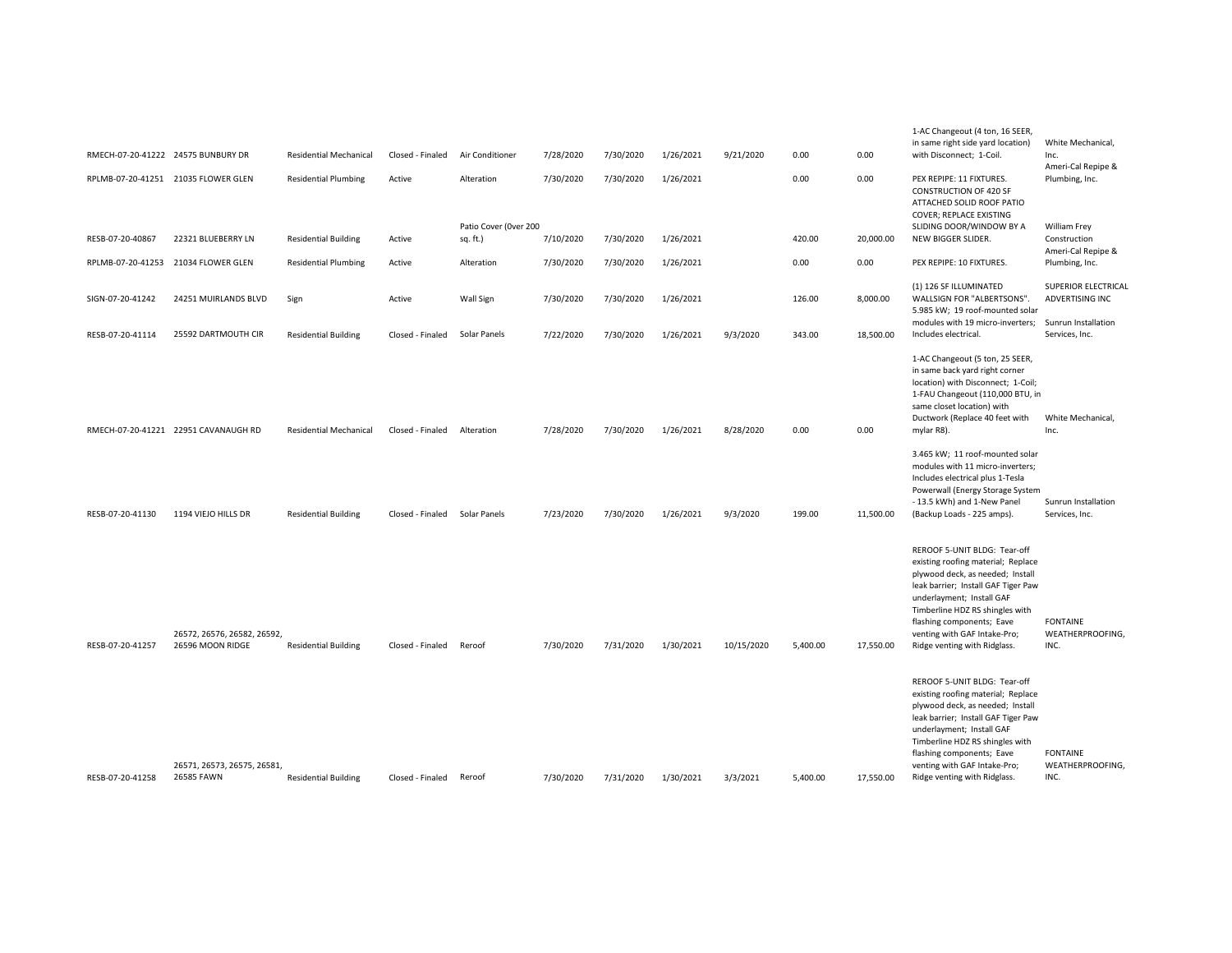| | | | | | | | | | | | | |
|---|---|---|---|---|---|---|---|---|---|---|---|---|
| RMECH-07-20-41222 | 24575 BUNBURY DR | Residential Mechanical | Closed - Finaled | Air Conditioner | 7/28/2020 | 7/30/2020 | 1/26/2021 | 9/21/2020 | 0.00 | 0.00 | 1-AC Changeout (4 ton, 16 SEER, in same right side yard location) with Disconnect; 1-Coil. | White Mechanical, Inc. |
| RPLMB-07-20-41251 | 21035 FLOWER GLEN | Residential Plumbing | Active | Alteration | 7/30/2020 | 7/30/2020 | 1/26/2021 | | 0.00 | 0.00 | PEX REPIPE: 11 FIXTURES. | Ameri-Cal Repipe & Plumbing, Inc. |
| RESB-07-20-40867 | 22321 BLUEBERRY LN | Residential Building | Active | Patio Cover (0ver 200 sq. ft.) | 7/10/2020 | 7/30/2020 | 1/26/2021 | | 420.00 | 20,000.00 | CONSTRUCTION OF 420 SF ATTACHED SOLID ROOF PATIO COVER; REPLACE EXISTING SLIDING DOOR/WINDOW BY A NEW BIGGER SLIDER. | William Frey Construction |
| RPLMB-07-20-41253 | 21034 FLOWER GLEN | Residential Plumbing | Active | Alteration | 7/30/2020 | 7/30/2020 | 1/26/2021 | | 0.00 | 0.00 | PEX REPIPE: 10 FIXTURES. | Ameri-Cal Repipe & Plumbing, Inc. |
| SIGN-07-20-41242 | 24251 MUIRLANDS BLVD | Sign | Active | Wall Sign | 7/30/2020 | 7/30/2020 | 1/26/2021 | | 126.00 | 8,000.00 | (1) 126 SF ILLUMINATED WALLSIGN FOR "ALBERTSONS". | SUPERIOR ELECTRICAL ADVERTISING INC |
| RESB-07-20-41114 | 25592 DARTMOUTH CIR | Residential Building | Closed - Finaled | Solar Panels | 7/22/2020 | 7/30/2020 | 1/26/2021 | 9/3/2020 | 343.00 | 18,500.00 | 5.985 kW; 19 roof-mounted solar modules with 19 micro-inverters; Includes electrical. | Sunrun Installation Services, Inc. |
| RMECH-07-20-41221 | 22951 CAVANAUGH RD | Residential Mechanical | Closed - Finaled | Alteration | 7/28/2020 | 7/30/2020 | 1/26/2021 | 8/28/2020 | 0.00 | 0.00 | 1-AC Changeout (5 ton, 25 SEER, in same back yard right corner location) with Disconnect; 1-Coil; 1-FAU Changeout (110,000 BTU, in same closet location) with Ductwork (Replace 40 feet with mylar R8). | White Mechanical, Inc. |
| RESB-07-20-41130 | 1194 VIEJO HILLS DR | Residential Building | Closed - Finaled | Solar Panels | 7/23/2020 | 7/30/2020 | 1/26/2021 | 9/3/2020 | 199.00 | 11,500.00 | 3.465 kW; 11 roof-mounted solar modules with 11 micro-inverters; Includes electrical plus 1-Tesla Powerwall (Energy Storage System - 13.5 kWh) and 1-New Panel (Backup Loads - 225 amps). | Sunrun Installation Services, Inc. |
| RESB-07-20-41257 | 26572, 26576, 26582, 26592, 26596 MOON RIDGE | Residential Building | Closed - Finaled | Reroof | 7/30/2020 | 7/31/2020 | 1/30/2021 | 10/15/2020 | 5,400.00 | 17,550.00 | REROOF 5-UNIT BLDG: Tear-off existing roofing material; Replace plywood deck, as needed; Install leak barrier; Install GAF Tiger Paw underlayment; Install GAF Timberline HDZ RS shingles with flashing components; Eave venting with GAF Intake-Pro; Ridge venting with Ridglass. | FONTAINE WEATHERPROOFING, INC. |
| RESB-07-20-41258 | 26571, 26573, 26575, 26581, 26585 FAWN | Residential Building | Closed - Finaled | Reroof | 7/30/2020 | 7/31/2020 | 1/30/2021 | 3/3/2021 | 5,400.00 | 17,550.00 | REROOF 5-UNIT BLDG: Tear-off existing roofing material; Replace plywood deck, as needed; Install leak barrier; Install GAF Tiger Paw underlayment; Install GAF Timberline HDZ RS shingles with flashing components; Eave venting with GAF Intake-Pro; Ridge venting with Ridglass. | FONTAINE WEATHERPROOFING, INC. |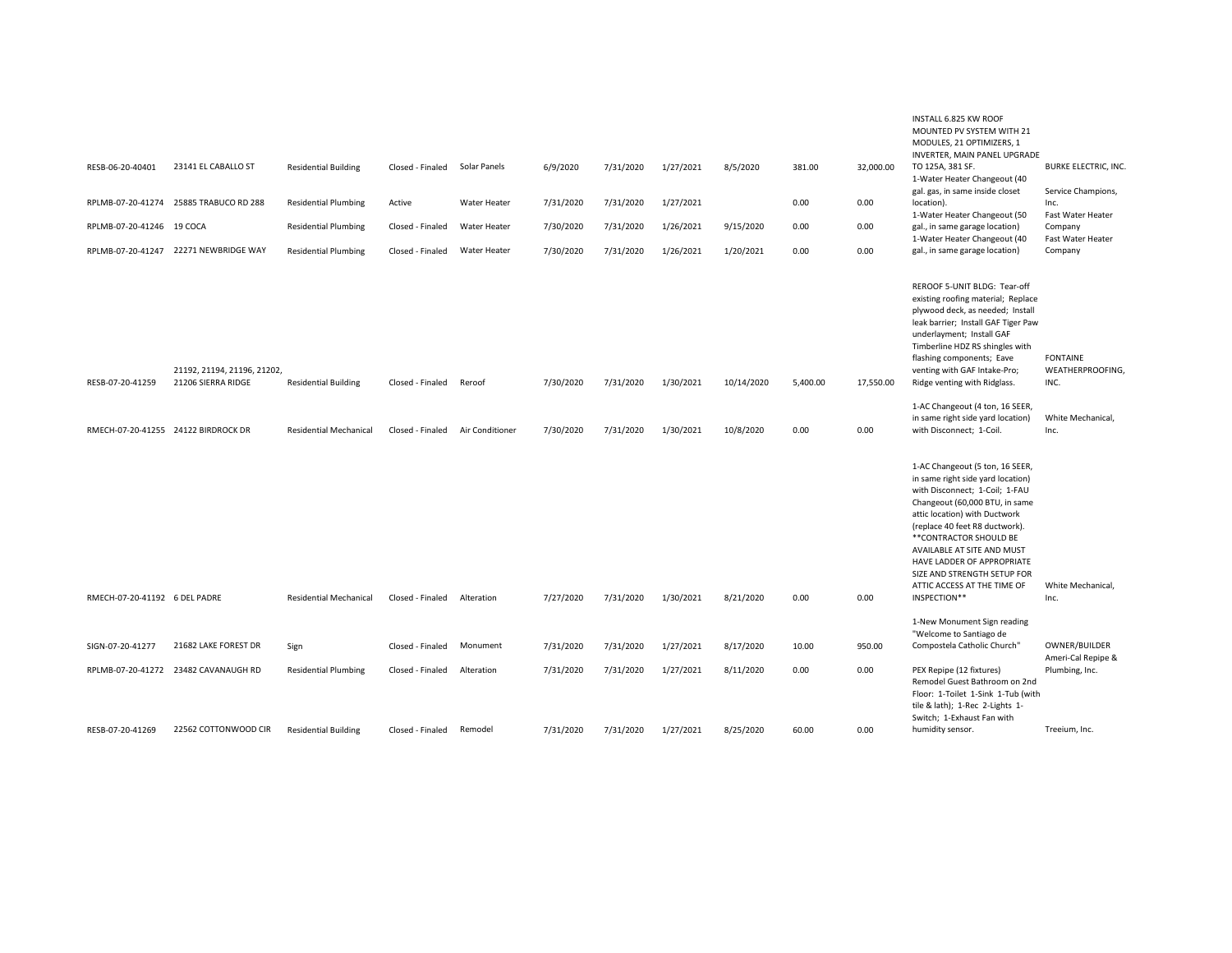| | | | | | | | | | | | | |
|---|---|---|---|---|---|---|---|---|---|---|---|---|
| RESB-06-20-40401 | 23141 EL CABALLO ST | Residential Building | Closed - Finaled | Solar Panels | 6/9/2020 | 7/31/2020 | 1/27/2021 | 8/5/2020 | 381.00 | 32,000.00 | INSTALL 6.825 KW ROOF MOUNTED PV SYSTEM WITH 21 MODULES, 21 OPTIMIZERS, 1 INVERTER, MAIN PANEL UPGRADE TO 125A, 381 SF. | BURKE ELECTRIC, INC. |
| RPLMB-07-20-41274 | 25885 TRABUCO RD 288 | Residential Plumbing | Active | Water Heater | 7/31/2020 | 7/31/2020 | 1/27/2021 | | 0.00 | 0.00 | 1-Water Heater Changeout (40 gal. gas, in same inside closet location). | Service Champions, Inc. |
| RPLMB-07-20-41246 | 19 COCA | Residential Plumbing | Closed - Finaled | Water Heater | 7/30/2020 | 7/31/2020 | 1/26/2021 | 9/15/2020 | 0.00 | 0.00 | 1-Water Heater Changeout (50 gal., in same garage location) | Fast Water Heater Company |
| RPLMB-07-20-41247 | 22271 NEWBRIDGE WAY | Residential Plumbing | Closed - Finaled | Water Heater | 7/30/2020 | 7/31/2020 | 1/26/2021 | 1/20/2021 | 0.00 | 0.00 | 1-Water Heater Changeout (40 gal., in same garage location) | Fast Water Heater Company |
| RESB-07-20-41259 | 21192, 21194, 21196, 21202, 21206 SIERRA RIDGE | Residential Building | Closed - Finaled | Reroof | 7/30/2020 | 7/31/2020 | 1/30/2021 | 10/14/2020 | 5,400.00 | 17,550.00 | REROOF 5-UNIT BLDG: Tear-off existing roofing material; Replace plywood deck, as needed; Install leak barrier; Install GAF Tiger Paw underlayment; Install GAF Timberline HDZ RS shingles with flashing components; Eave venting with GAF Intake-Pro; Ridge venting with Ridglass. | FONTAINE WEATHERPROOFING, INC. |
| RMECH-07-20-41255 | 24122 BIRDROCK DR | Residential Mechanical | Closed - Finaled | Air Conditioner | 7/30/2020 | 7/31/2020 | 1/30/2021 | 10/8/2020 | 0.00 | 0.00 | 1-AC Changeout (4 ton, 16 SEER, in same right side yard location) with Disconnect; 1-Coil. | White Mechanical, Inc. |
| RMECH-07-20-41192 | 6 DEL PADRE | Residential Mechanical | Closed - Finaled | Alteration | 7/27/2020 | 7/31/2020 | 1/30/2021 | 8/21/2020 | 0.00 | 0.00 | 1-AC Changeout (5 ton, 16 SEER, in same right side yard location) with Disconnect; 1-Coil; 1-FAU Changeout (60,000 BTU, in same attic location) with Ductwork (replace 40 feet R8 ductwork). **CONTRACTOR SHOULD BE AVAILABLE AT SITE AND MUST HAVE LADDER OF APPROPRIATE SIZE AND STRENGTH SETUP FOR ATTIC ACCESS AT THE TIME OF INSPECTION** | White Mechanical, Inc. |
| SIGN-07-20-41277 | 21682 LAKE FOREST DR | Sign | Closed - Finaled | Monument | 7/31/2020 | 7/31/2020 | 1/27/2021 | 8/17/2020 | 10.00 | 950.00 | 1-New Monument Sign reading "Welcome to Santiago de Compostela Catholic Church" | OWNER/BUILDER |
| RPLMB-07-20-41272 | 23482 CAVANAUGH RD | Residential Plumbing | Closed - Finaled | Alteration | 7/31/2020 | 7/31/2020 | 1/27/2021 | 8/11/2020 | 0.00 | 0.00 | PEX Repipe (12 fixtures) | Ameri-Cal Repipe & Plumbing, Inc. |
| RESB-07-20-41269 | 22562 COTTONWOOD CIR | Residential Building | Closed - Finaled | Remodel | 7/31/2020 | 7/31/2020 | 1/27/2021 | 8/25/2020 | 60.00 | 0.00 | Remodel Guest Bathroom on 2nd Floor: 1-Toilet 1-Sink 1-Tub (with tile & lath); 1-Rec 2-Lights 1-Switch; 1-Exhaust Fan with humidity sensor. | Treeium, Inc. |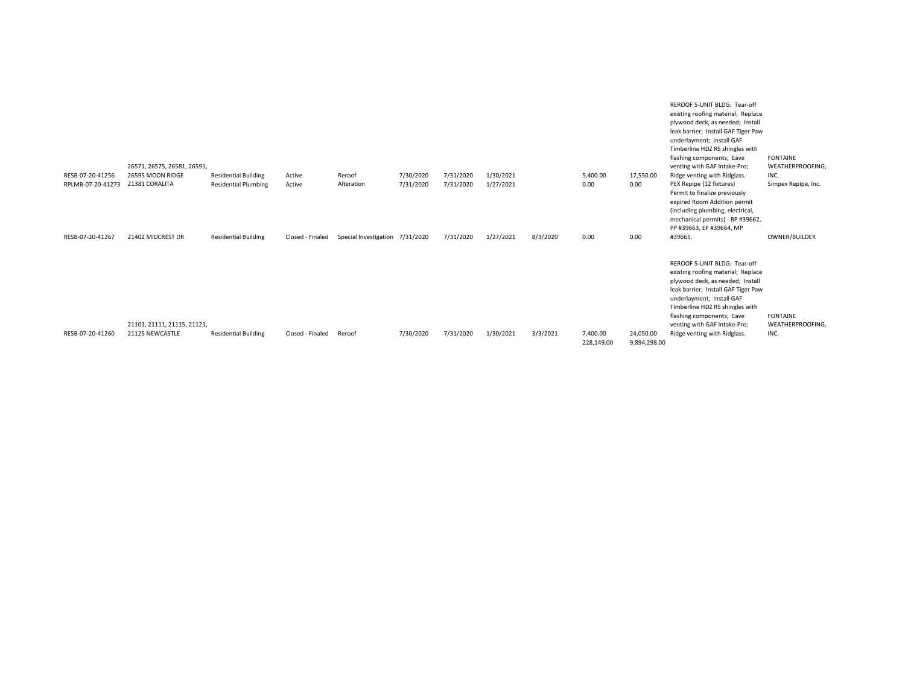| | | | | | | | | | | | | |
|---|---|---|---|---|---|---|---|---|---|---|---|---|
| RESB-07-20-41256 | 26571, 26575, 26581, 26591, 26595 MOON RIDGE | Residential Building | Active | Reroof | 7/30/2020 | 7/31/2020 | 1/30/2021 | | 5,400.00 | 17,550.00 | REROOF 5-UNIT BLDG: Tear-off existing roofing material; Replace plywood deck, as needed; Install leak barrier; Install GAF Tiger Paw underlayment; Install GAF Timberline HDZ RS shingles with flashing components; Eave venting with GAF Intake-Pro; Ridge venting with Ridglass. | FONTAINE WEATHERPROOFING, INC. |
| RPLMB-07-20-41273 | 21381 CORALITA | Residential Plumbing | Active | Alteration | 7/31/2020 | 7/31/2020 | 1/27/2021 | | 0.00 | 0.00 | PEX Repipe (12 fixtures) | Simpex Repipe, Inc. |
| RESB-07-20-41267 | 21402 MIDCREST DR | Residential Building | Closed - Finaled | Special Investigation | 7/31/2020 | 7/31/2020 | 1/27/2021 | 8/3/2020 | 0.00 | 0.00 | Permit to finalize previously expired Room Addition permit (including plumbing, electrical, mechanical permits) - BP #39662, PP #39663, EP #39664, MP #39665. | OWNER/BUILDER |
| RESB-07-20-41260 | 21101, 21111, 21115, 21121, 21125 NEWCASTLE | Residential Building | Closed - Finaled | Reroof | 7/30/2020 | 7/31/2020 | 1/30/2021 | 3/3/2021 | 7,400.00 | 24,050.00 | REROOF 5-UNIT BLDG: Tear-off existing roofing material; Replace plywood deck, as needed; Install leak barrier; Install GAF Tiger Paw underlayment; Install GAF Timberline HDZ RS shingles with flashing components; Eave venting with GAF Intake-Pro; Ridge venting with Ridglass. | FONTAINE WEATHERPROOFING, INC. |
| | | | | | | | | | 228,149.00 | 9,894,298.00 | | |